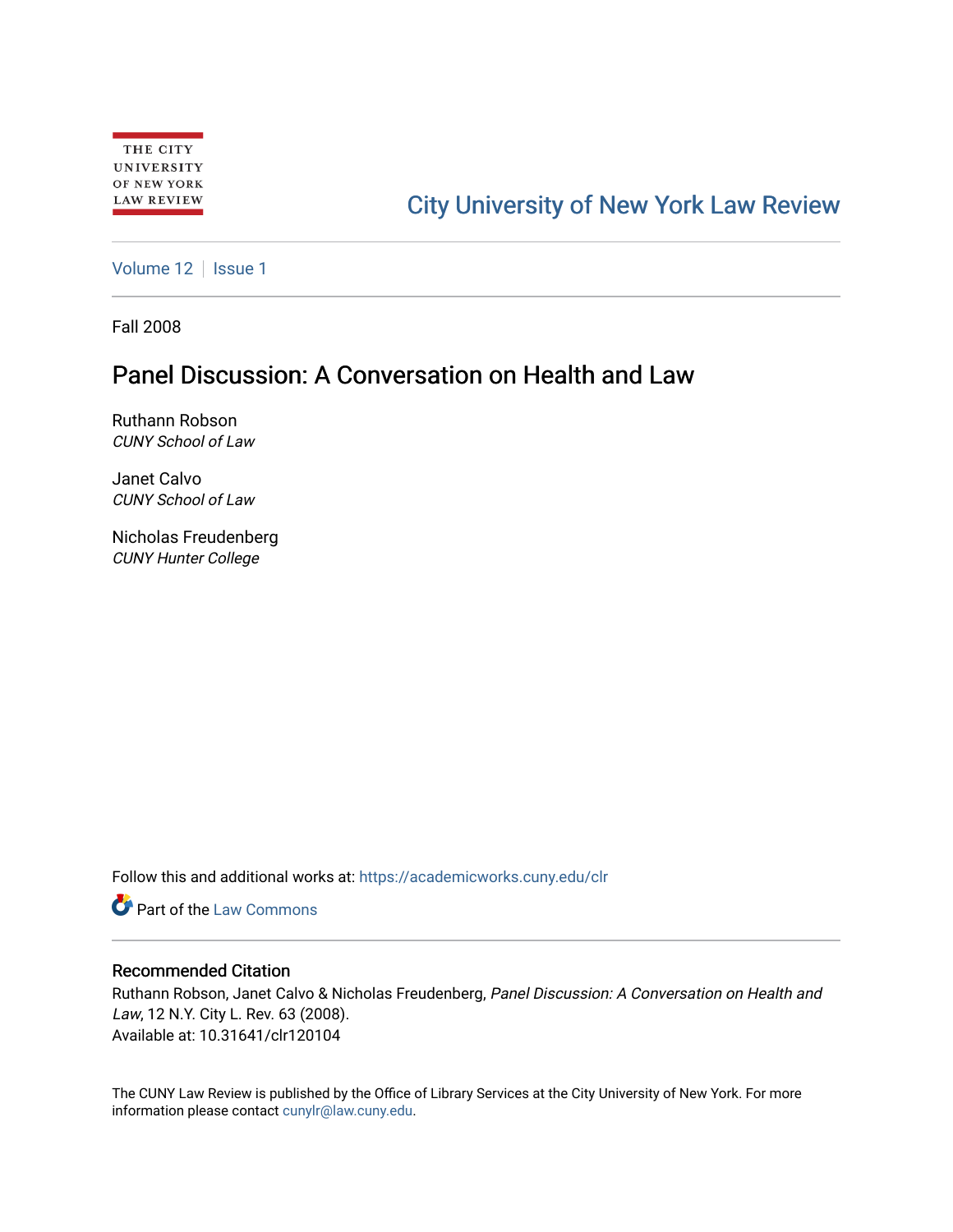THE CITY UNIVERSITY OF NEW YORK LAW REVIEW

City University of New York Law Review

Volume 12 | Issue 1

Fall 2008

# Panel Discussion: A Conversation on Health and Law

Ruthann Robson
*CUNY School of Law*

Janet Calvo
*CUNY School of Law*

Nicholas Freudenberg
*CUNY Hunter College*

Follow this and additional works at: https://academicworks.cuny.edu/clr

Part of the Law Commons

## Recommended Citation

Ruthann Robson, Janet Calvo & Nicholas Freudenberg, *Panel Discussion: A Conversation on Health and Law*, 12 N.Y. City L. Rev. 63 (2008).
Available at: 10.31641/clr120104

The CUNY Law Review is published by the Office of Library Services at the City University of New York. For more information please contact cunylr@law.cuny.edu.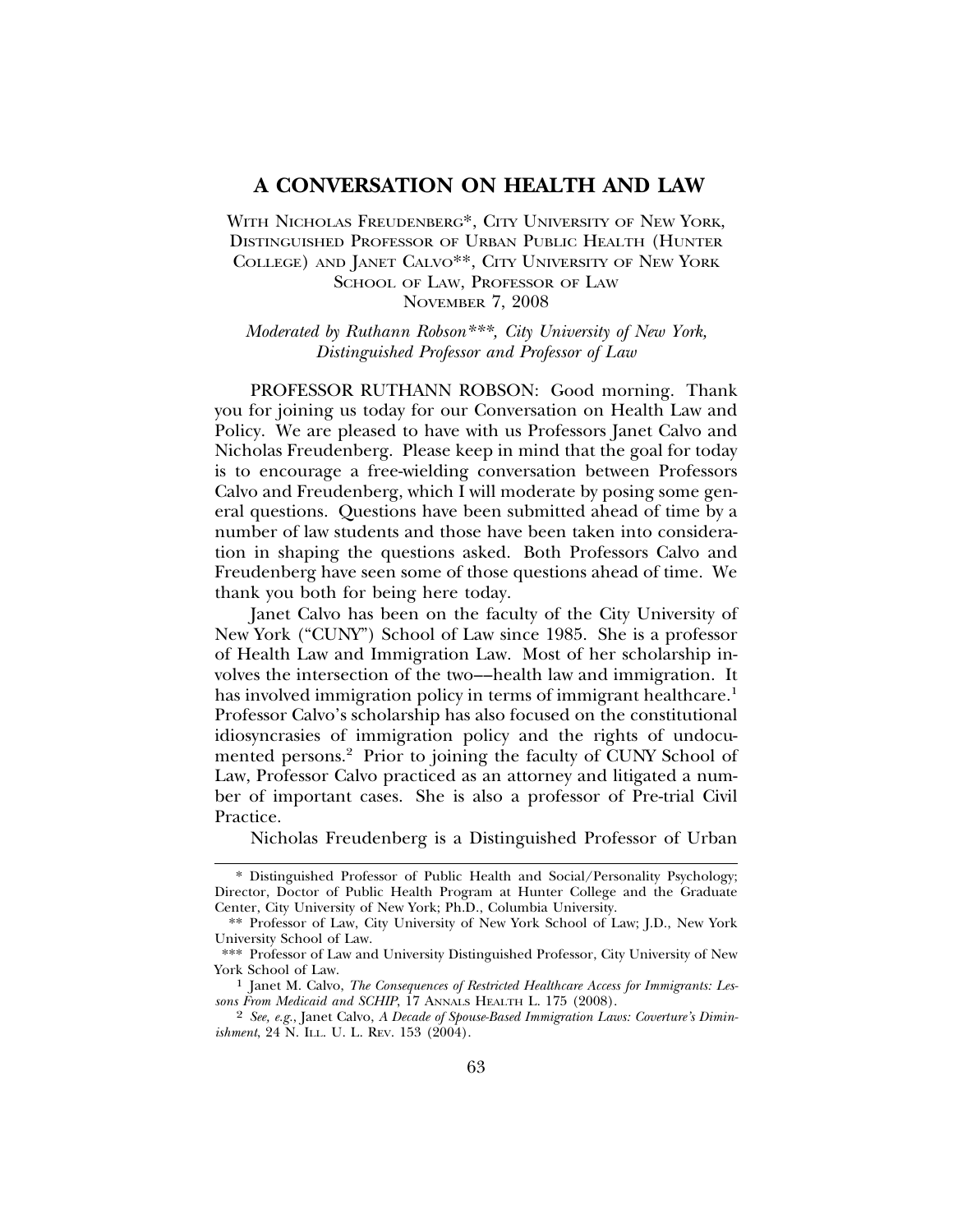# A CONVERSATION ON HEALTH AND LAW

WITH NICHOLAS FREUDENBERG*, CITY UNIVERSITY OF NEW YORK, DISTINGUISHED PROFESSOR OF URBAN PUBLIC HEALTH (HUNTER COLLEGE) AND JANET CALVO**, CITY UNIVERSITY OF NEW YORK SCHOOL OF LAW, PROFESSOR OF LAW
NOVEMBER 7, 2008

*Moderated by Ruthann Robson\*\*\*, City University of New York, Distinguished Professor and Professor of Law*

PROFESSOR RUTHANN ROBSON: Good morning. Thank you for joining us today for our Conversation on Health Law and Policy. We are pleased to have with us Professors Janet Calvo and Nicholas Freudenberg. Please keep in mind that the goal for today is to encourage a free-wielding conversation between Professors Calvo and Freudenberg, which I will moderate by posing some general questions. Questions have been submitted ahead of time by a number of law students and those have been taken into consideration in shaping the questions asked. Both Professors Calvo and Freudenberg have seen some of those questions ahead of time. We thank you both for being here today.

Janet Calvo has been on the faculty of the City University of New York ("CUNY") School of Law since 1985. She is a professor of Health Law and Immigration Law. Most of her scholarship involves the intersection of the two––health law and immigration. It has involved immigration policy in terms of immigrant healthcare.[1] Professor Calvo's scholarship has also focused on the constitutional idiosyncrasies of immigration policy and the rights of undocumented persons.[2] Prior to joining the faculty of CUNY School of Law, Professor Calvo practiced as an attorney and litigated a number of important cases. She is also a professor of Pre-trial Civil Practice.

Nicholas Freudenberg is a Distinguished Professor of Urban

---

\* Distinguished Professor of Public Health and Social/Personality Psychology; Director, Doctor of Public Health Program at Hunter College and the Graduate Center, City University of New York; Ph.D., Columbia University.

\*\* Professor of Law, City University of New York School of Law; J.D., New York University School of Law.

\*\*\* Professor of Law and University Distinguished Professor, City University of New York School of Law.

1 Janet M. Calvo, *The Consequences of Restricted Healthcare Access for Immigrants: Lessons From Medicaid and SCHIP*, 17 ANNALS HEALTH L. 175 (2008).

2 *See, e.g.*, Janet Calvo, *A Decade of Spouse-Based Immigration Laws: Coverture's Diminishment*, 24 N. ILL. U. L. REV. 153 (2004).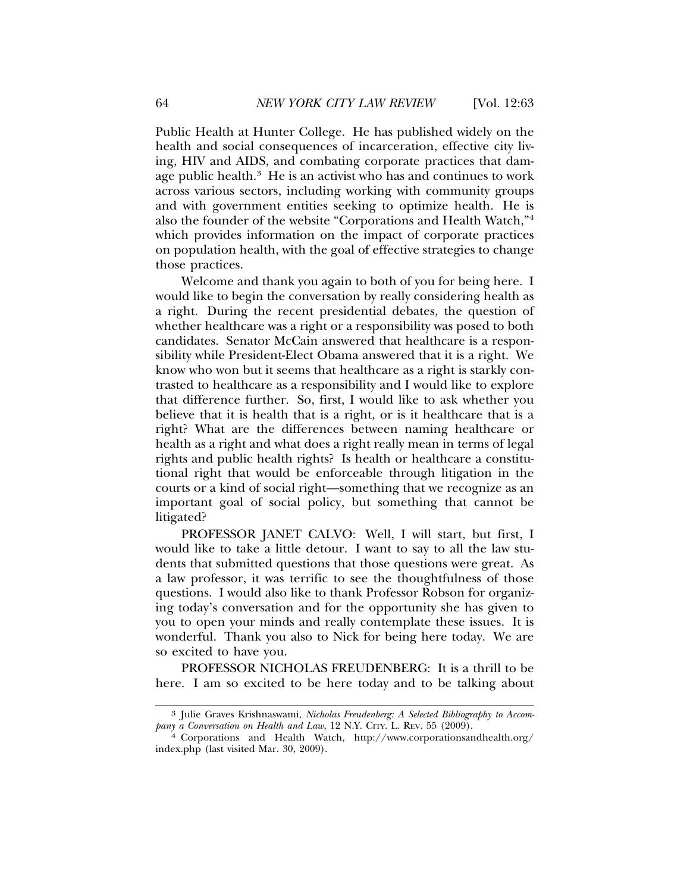Public Health at Hunter College. He has published widely on the health and social consequences of incarceration, effective city living, HIV and AIDS, and combating corporate practices that damage public health.[3] He is an activist who has and continues to work across various sectors, including working with community groups and with government entities seeking to optimize health. He is also the founder of the website "Corporations and Health Watch,"[4] which provides information on the impact of corporate practices on population health, with the goal of effective strategies to change those practices.

Welcome and thank you again to both of you for being here. I would like to begin the conversation by really considering health as a right. During the recent presidential debates, the question of whether healthcare was a right or a responsibility was posed to both candidates. Senator McCain answered that healthcare is a responsibility while President-Elect Obama answered that it is a right. We know who won but it seems that healthcare as a right is starkly contrasted to healthcare as a responsibility and I would like to explore that difference further. So, first, I would like to ask whether you believe that it is health that is a right, or is it healthcare that is a right? What are the differences between naming healthcare or health as a right and what does a right really mean in terms of legal rights and public health rights? Is health or healthcare a constitutional right that would be enforceable through litigation in the courts or a kind of social right—something that we recognize as an important goal of social policy, but something that cannot be litigated?

PROFESSOR JANET CALVO: Well, I will start, but first, I would like to take a little detour. I want to say to all the law students that submitted questions that those questions were great. As a law professor, it was terrific to see the thoughtfulness of those questions. I would also like to thank Professor Robson for organizing today's conversation and for the opportunity she has given to you to open your minds and really contemplate these issues. It is wonderful. Thank you also to Nick for being here today. We are so excited to have you.

PROFESSOR NICHOLAS FREUDENBERG: It is a thrill to be here. I am so excited to be here today and to be talking about

---

[3] Julie Graves Krishnaswami, *Nicholas Freudenberg: A Selected Bibliography to Accompany a Conversation on Health and Law*, 12 N.Y. CITY. L. REV. 55 (2009).

[4] Corporations and Health Watch, http://www.corporationsandhealth.org/index.php (last visited Mar. 30, 2009).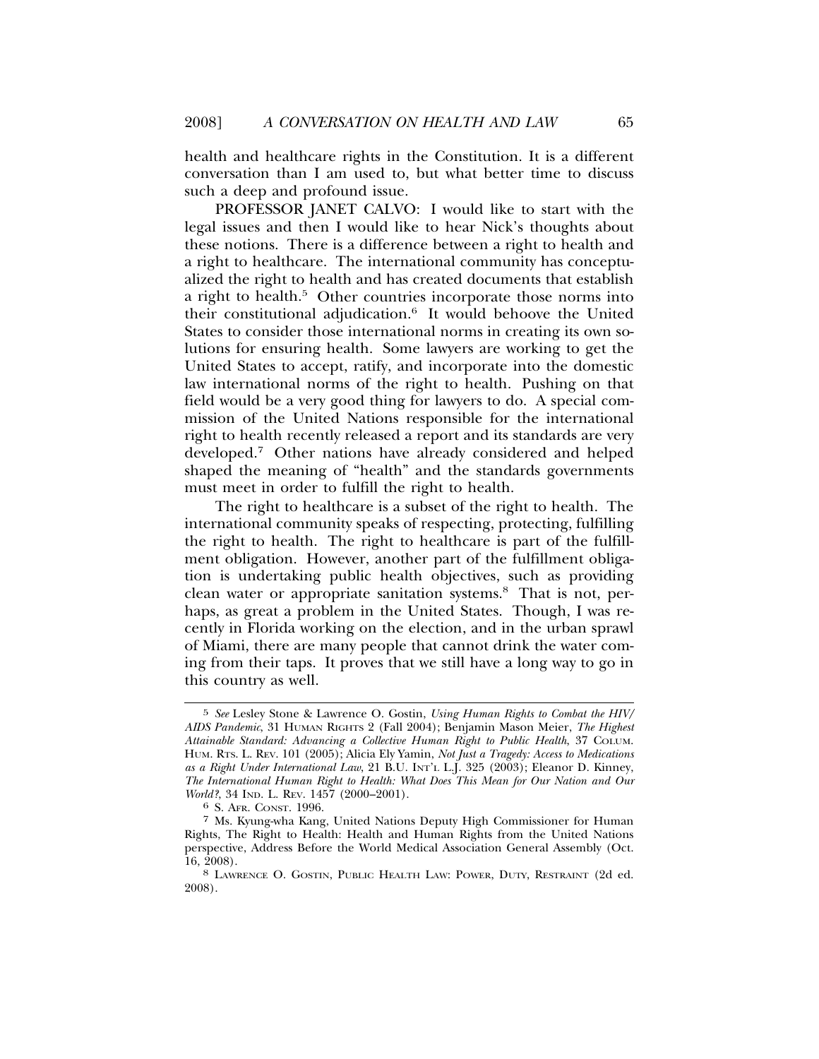health and healthcare rights in the Constitution. It is a different conversation than I am used to, but what better time to discuss such a deep and profound issue.

PROFESSOR JANET CALVO: I would like to start with the legal issues and then I would like to hear Nick's thoughts about these notions. There is a difference between a right to health and a right to healthcare. The international community has conceptualized the right to health and has created documents that establish a right to health.[5] Other countries incorporate those norms into their constitutional adjudication.[6] It would behoove the United States to consider those international norms in creating its own solutions for ensuring health. Some lawyers are working to get the United States to accept, ratify, and incorporate into the domestic law international norms of the right to health. Pushing on that field would be a very good thing for lawyers to do. A special commission of the United Nations responsible for the international right to health recently released a report and its standards are very developed.[7] Other nations have already considered and helped shaped the meaning of "health" and the standards governments must meet in order to fulfill the right to health.

The right to healthcare is a subset of the right to health. The international community speaks of respecting, protecting, fulfilling the right to health. The right to healthcare is part of the fulfillment obligation. However, another part of the fulfillment obligation is undertaking public health objectives, such as providing clean water or appropriate sanitation systems.[8] That is not, perhaps, as great a problem in the United States. Though, I was recently in Florida working on the election, and in the urban sprawl of Miami, there are many people that cannot drink the water coming from their taps. It proves that we still have a long way to go in this country as well.

---

[5] *See* Lesley Stone & Lawrence O. Gostin, *Using Human Rights to Combat the HIV/AIDS Pandemic*, 31 HUMAN RIGHTS 2 (Fall 2004); Benjamin Mason Meier, *The Highest Attainable Standard: Advancing a Collective Human Right to Public Health*, 37 COLUM. HUM. RTS. L. REV. 101 (2005); Alicia Ely Yamin, *Not Just a Tragedy: Access to Medications as a Right Under International Law*, 21 B.U. INT'L L.J. 325 (2003); Eleanor D. Kinney, *The International Human Right to Health: What Does This Mean for Our Nation and Our World?*, 34 IND. L. REV. 1457 (2000–2001).

[6] S. AFR. CONST. 1996.

[7] Ms. Kyung-wha Kang, United Nations Deputy High Commissioner for Human Rights, The Right to Health: Health and Human Rights from the United Nations perspective, Address Before the World Medical Association General Assembly (Oct. 16, 2008).

[8] LAWRENCE O. GOSTIN, PUBLIC HEALTH LAW: POWER, DUTY, RESTRAINT (2d ed. 2008).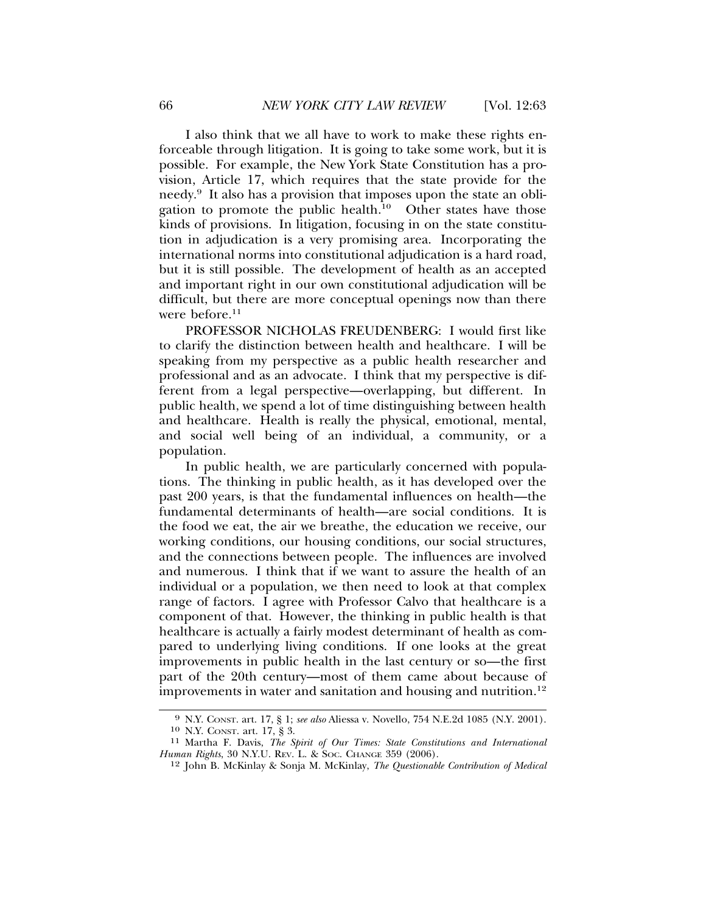I also think that we all have to work to make these rights enforceable through litigation. It is going to take some work, but it is possible. For example, the New York State Constitution has a provision, Article 17, which requires that the state provide for the needy.[9] It also has a provision that imposes upon the state an obligation to promote the public health.[10] Other states have those kinds of provisions. In litigation, focusing in on the state constitution in adjudication is a very promising area. Incorporating the international norms into constitutional adjudication is a hard road, but it is still possible. The development of health as an accepted and important right in our own constitutional adjudication will be difficult, but there are more conceptual openings now than there were before.[11]

PROFESSOR NICHOLAS FREUDENBERG: I would first like to clarify the distinction between health and healthcare. I will be speaking from my perspective as a public health researcher and professional and as an advocate. I think that my perspective is different from a legal perspective—overlapping, but different. In public health, we spend a lot of time distinguishing between health and healthcare. Health is really the physical, emotional, mental, and social well being of an individual, a community, or a population.

In public health, we are particularly concerned with populations. The thinking in public health, as it has developed over the past 200 years, is that the fundamental influences on health—the fundamental determinants of health—are social conditions. It is the food we eat, the air we breathe, the education we receive, our working conditions, our housing conditions, our social structures, and the connections between people. The influences are involved and numerous. I think that if we want to assure the health of an individual or a population, we then need to look at that complex range of factors. I agree with Professor Calvo that healthcare is a component of that. However, the thinking in public health is that healthcare is actually a fairly modest determinant of health as compared to underlying living conditions. If one looks at the great improvements in public health in the last century or so—the first part of the 20th century—most of them came about because of improvements in water and sanitation and housing and nutrition.[12]

---

[9] N.Y. CONST. art. 17, § 1; *see also* Aliessa v. Novello, 754 N.E.2d 1085 (N.Y. 2001).

[10] N.Y. CONST. art. 17, § 3.

[11] Martha F. Davis, *The Spirit of Our Times: State Constitutions and International Human Rights*, 30 N.Y.U. REV. L. & SOC. CHANGE 359 (2006).

[12] John B. McKinlay & Sonja M. McKinlay, *The Questionable Contribution of Medical*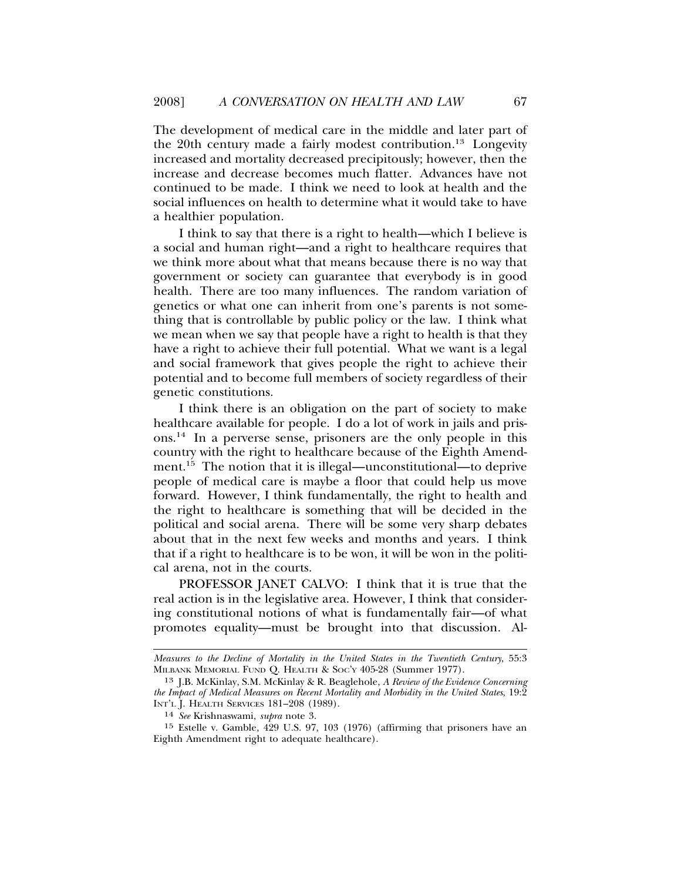The development of medical care in the middle and later part of the 20th century made a fairly modest contribution.[13] Longevity increased and mortality decreased precipitously; however, then the increase and decrease becomes much flatter. Advances have not continued to be made. I think we need to look at health and the social influences on health to determine what it would take to have a healthier population.

I think to say that there is a right to health—which I believe is a social and human right—and a right to healthcare requires that we think more about what that means because there is no way that government or society can guarantee that everybody is in good health. There are too many influences. The random variation of genetics or what one can inherit from one's parents is not something that is controllable by public policy or the law. I think what we mean when we say that people have a right to health is that they have a right to achieve their full potential. What we want is a legal and social framework that gives people the right to achieve their potential and to become full members of society regardless of their genetic constitutions.

I think there is an obligation on the part of society to make healthcare available for people. I do a lot of work in jails and prisons.[14] In a perverse sense, prisoners are the only people in this country with the right to healthcare because of the Eighth Amendment.[15] The notion that it is illegal—unconstitutional—to deprive people of medical care is maybe a floor that could help us move forward. However, I think fundamentally, the right to health and the right to healthcare is something that will be decided in the political and social arena. There will be some very sharp debates about that in the next few weeks and months and years. I think that if a right to healthcare is to be won, it will be won in the political arena, not in the courts.

PROFESSOR JANET CALVO: I think that it is true that the real action is in the legislative area. However, I think that considering constitutional notions of what is fundamentally fair—of what promotes equality—must be brought into that discussion. Al-

*Measures to the Decline of Mortality in the United States in the Twentieth Century*, 55:3 MILBANK MEMORIAL FUND Q. HEALTH & SOC'Y 405-28 (Summer 1977).

[13] J.B. McKinlay, S.M. McKinlay & R. Beaglehole, *A Review of the Evidence Concerning the Impact of Medical Measures on Recent Mortality and Morbidity in the United States*, 19:2 INT'L J. HEALTH SERVICES 181–208 (1989).

[14] *See* Krishnaswami, *supra* note 3.

[15] Estelle v. Gamble, 429 U.S. 97, 103 (1976) (affirming that prisoners have an Eighth Amendment right to adequate healthcare).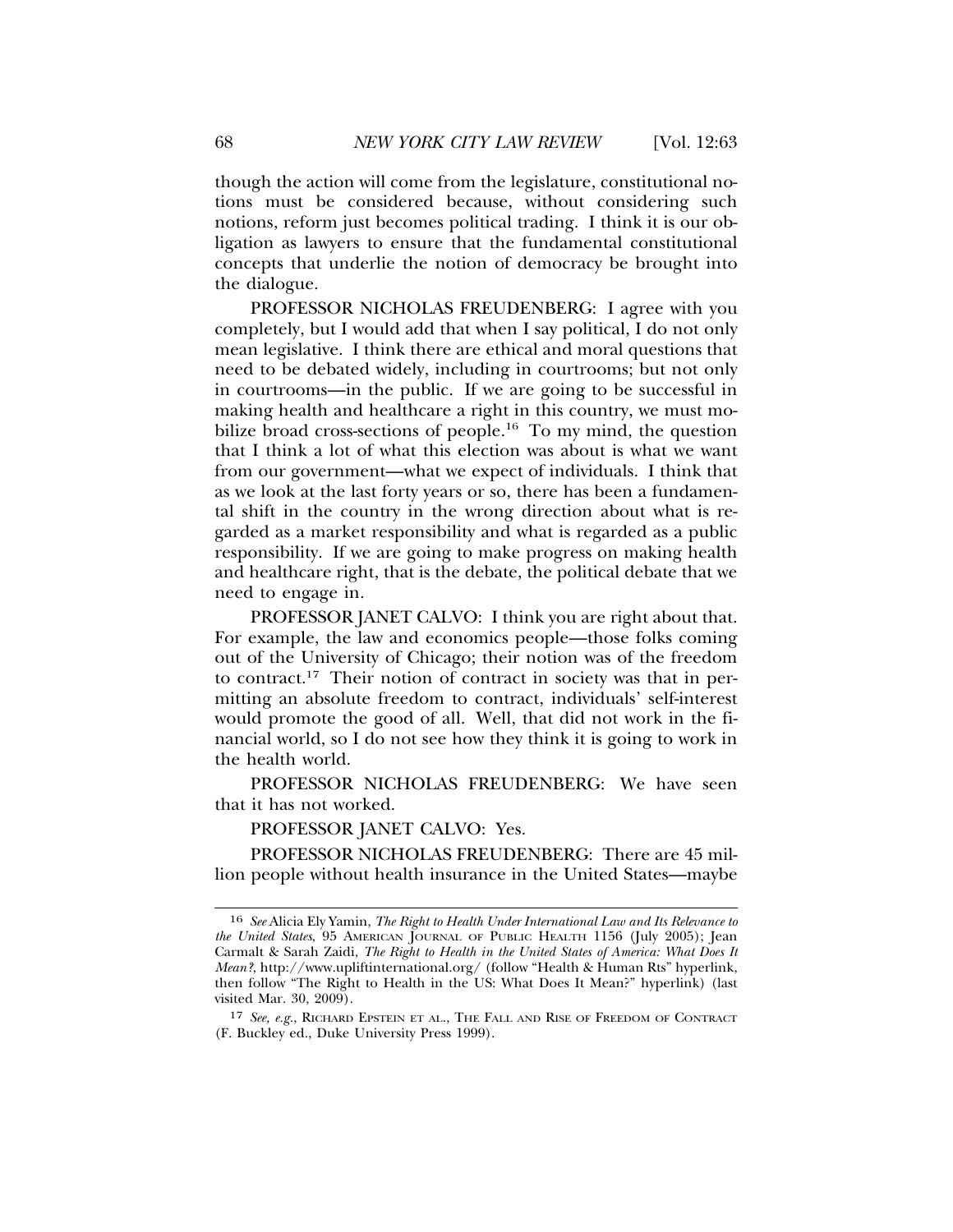though the action will come from the legislature, constitutional notions must be considered because, without considering such notions, reform just becomes political trading. I think it is our obligation as lawyers to ensure that the fundamental constitutional concepts that underlie the notion of democracy be brought into the dialogue.

PROFESSOR NICHOLAS FREUDENBERG: I agree with you completely, but I would add that when I say political, I do not only mean legislative. I think there are ethical and moral questions that need to be debated widely, including in courtrooms; but not only in courtrooms—in the public. If we are going to be successful in making health and healthcare a right in this country, we must mobilize broad cross-sections of people.[16] To my mind, the question that I think a lot of what this election was about is what we want from our government—what we expect of individuals. I think that as we look at the last forty years or so, there has been a fundamental shift in the country in the wrong direction about what is regarded as a market responsibility and what is regarded as a public responsibility. If we are going to make progress on making health and healthcare right, that is the debate, the political debate that we need to engage in.

PROFESSOR JANET CALVO: I think you are right about that. For example, the law and economics people—those folks coming out of the University of Chicago; their notion was of the freedom to contract.[17] Their notion of contract in society was that in permitting an absolute freedom to contract, individuals' self-interest would promote the good of all. Well, that did not work in the financial world, so I do not see how they think it is going to work in the health world.

PROFESSOR NICHOLAS FREUDENBERG: We have seen that it has not worked.

PROFESSOR JANET CALVO: Yes.

PROFESSOR NICHOLAS FREUDENBERG: There are 45 million people without health insurance in the United States—maybe

---

[16] *See* Alicia Ely Yamin, *The Right to Health Under International Law and Its Relevance to the United States*, 95 AMERICAN JOURNAL OF PUBLIC HEALTH 1156 (July 2005); Jean Carmalt & Sarah Zaidi, *The Right to Health in the United States of America: What Does It Mean?*, http://www.upliftinternational.org/ (follow "Health & Human Rts" hyperlink, then follow "The Right to Health in the US: What Does It Mean?" hyperlink) (last visited Mar. 30, 2009).

[17] *See, e.g.*, RICHARD EPSTEIN ET AL., THE FALL AND RISE OF FREEDOM OF CONTRACT (F. Buckley ed., Duke University Press 1999).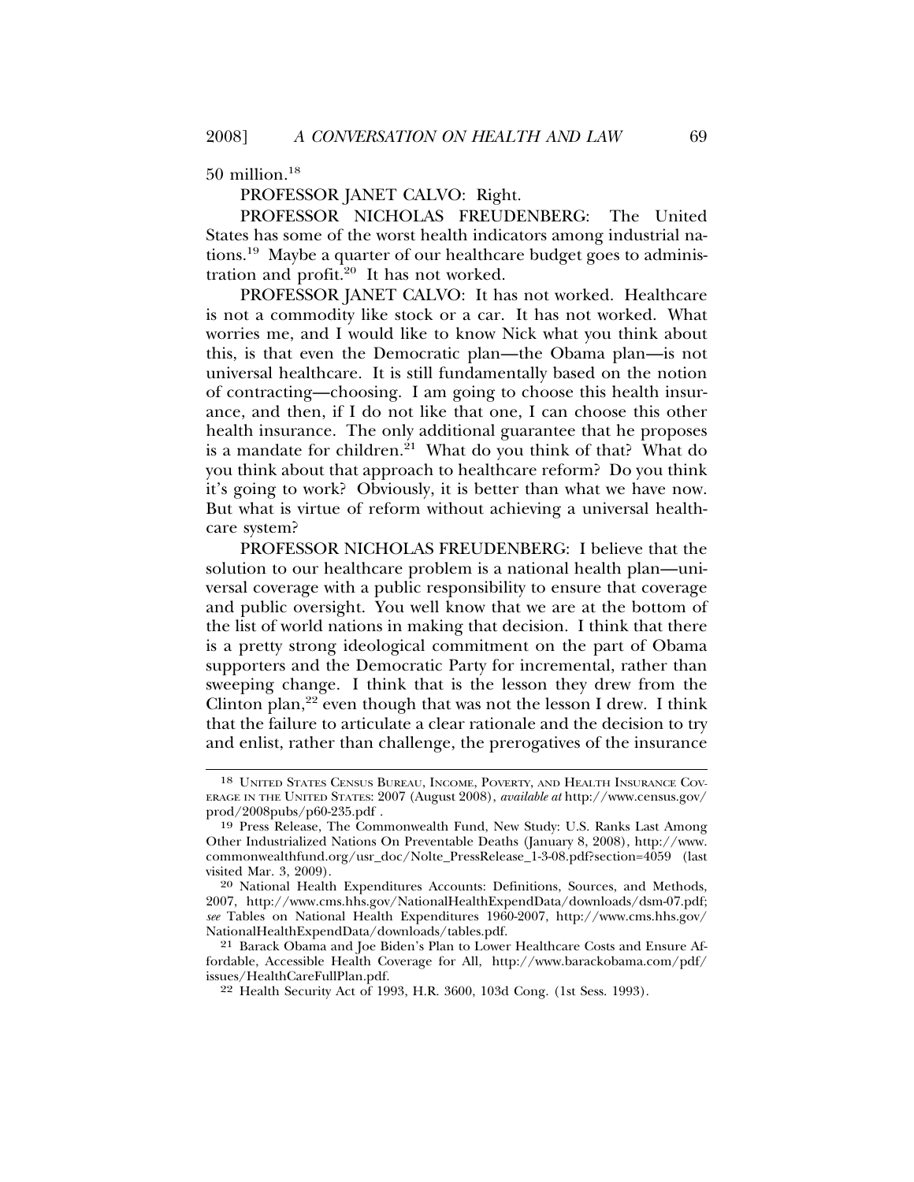50 million.[18]

PROFESSOR JANET CALVO: Right.

PROFESSOR NICHOLAS FREUDENBERG: The United States has some of the worst health indicators among industrial nations.[19] Maybe a quarter of our healthcare budget goes to administration and profit.[20] It has not worked.

PROFESSOR JANET CALVO: It has not worked. Healthcare is not a commodity like stock or a car. It has not worked. What worries me, and I would like to know Nick what you think about this, is that even the Democratic plan—the Obama plan—is not universal healthcare. It is still fundamentally based on the notion of contracting—choosing. I am going to choose this health insurance, and then, if I do not like that one, I can choose this other health insurance. The only additional guarantee that he proposes is a mandate for children.[21] What do you think of that? What do you think about that approach to healthcare reform? Do you think it's going to work? Obviously, it is better than what we have now. But what is virtue of reform without achieving a universal healthcare system?

PROFESSOR NICHOLAS FREUDENBERG: I believe that the solution to our healthcare problem is a national health plan—universal coverage with a public responsibility to ensure that coverage and public oversight. You well know that we are at the bottom of the list of world nations in making that decision. I think that there is a pretty strong ideological commitment on the part of Obama supporters and the Democratic Party for incremental, rather than sweeping change. I think that is the lesson they drew from the Clinton plan,[22] even though that was not the lesson I drew. I think that the failure to articulate a clear rationale and the decision to try and enlist, rather than challenge, the prerogatives of the insurance

---

[18] UNITED STATES CENSUS BUREAU, INCOME, POVERTY, AND HEALTH INSURANCE COVERAGE IN THE UNITED STATES: 2007 (August 2008), *available at* http://www.census.gov/prod/2008pubs/p60-235.pdf .

[19] Press Release, The Commonwealth Fund, New Study: U.S. Ranks Last Among Other Industrialized Nations On Preventable Deaths (January 8, 2008), http://www.commonwealthfund.org/usr_doc/Nolte_PressRelease_1-3-08.pdf?section=4059 (last visited Mar. 3, 2009).

[20] National Health Expenditures Accounts: Definitions, Sources, and Methods, 2007, http://www.cms.hhs.gov/NationalHealthExpendData/downloads/dsm-07.pdf; *see* Tables on National Health Expenditures 1960-2007, http://www.cms.hhs.gov/NationalHealthExpendData/downloads/tables.pdf.

[21] Barack Obama and Joe Biden's Plan to Lower Healthcare Costs and Ensure Affordable, Accessible Health Coverage for All, http://www.barackobama.com/pdf/issues/HealthCareFullPlan.pdf.

[22] Health Security Act of 1993, H.R. 3600, 103d Cong. (1st Sess. 1993).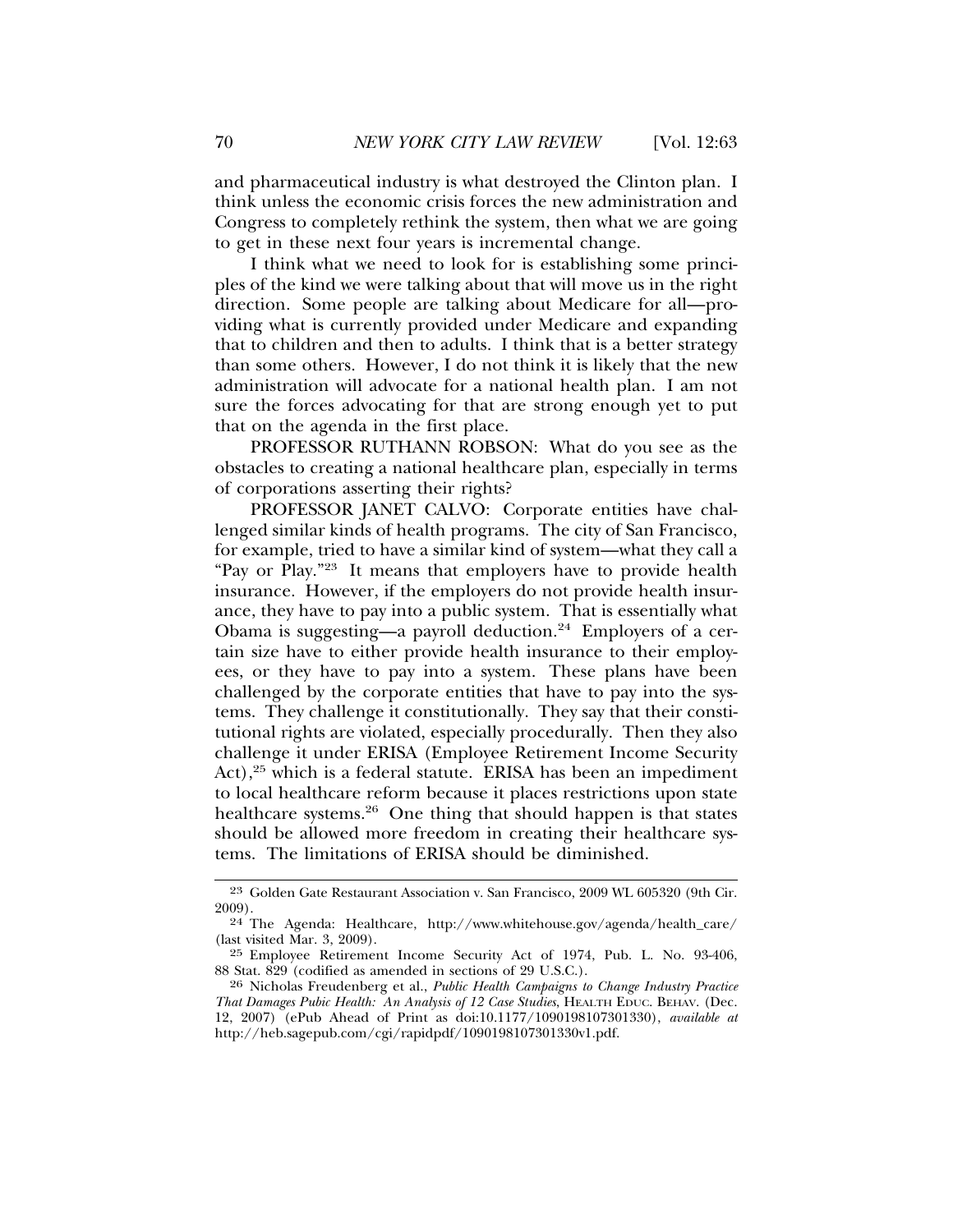and pharmaceutical industry is what destroyed the Clinton plan. I think unless the economic crisis forces the new administration and Congress to completely rethink the system, then what we are going to get in these next four years is incremental change.

I think what we need to look for is establishing some principles of the kind we were talking about that will move us in the right direction. Some people are talking about Medicare for all—providing what is currently provided under Medicare and expanding that to children and then to adults. I think that is a better strategy than some others. However, I do not think it is likely that the new administration will advocate for a national health plan. I am not sure the forces advocating for that are strong enough yet to put that on the agenda in the first place.

PROFESSOR RUTHANN ROBSON: What do you see as the obstacles to creating a national healthcare plan, especially in terms of corporations asserting their rights?

PROFESSOR JANET CALVO: Corporate entities have challenged similar kinds of health programs. The city of San Francisco, for example, tried to have a similar kind of system—what they call a "Pay or Play."[23] It means that employers have to provide health insurance. However, if the employers do not provide health insurance, they have to pay into a public system. That is essentially what Obama is suggesting—a payroll deduction.[24] Employers of a certain size have to either provide health insurance to their employees, or they have to pay into a system. These plans have been challenged by the corporate entities that have to pay into the systems. They challenge it constitutionally. They say that their constitutional rights are violated, especially procedurally. Then they also challenge it under ERISA (Employee Retirement Income Security Act),[25] which is a federal statute. ERISA has been an impediment to local healthcare reform because it places restrictions upon state healthcare systems.[26] One thing that should happen is that states should be allowed more freedom in creating their healthcare systems. The limitations of ERISA should be diminished.

---

[23] Golden Gate Restaurant Association v. San Francisco, 2009 WL 605320 (9th Cir. 2009).

[24] The Agenda: Healthcare, http://www.whitehouse.gov/agenda/health_care/ (last visited Mar. 3, 2009).

[25] Employee Retirement Income Security Act of 1974, Pub. L. No. 93-406, 88 Stat. 829 (codified as amended in sections of 29 U.S.C.).

[26] Nicholas Freudenberg et al., *Public Health Campaigns to Change Industry Practice That Damages Pubic Health: An Analysis of 12 Case Studies*, HEALTH EDUC. BEHAV. (Dec. 12, 2007) (ePub Ahead of Print as doi:10.1177/1090198107301330), *available at* http://heb.sagepub.com/cgi/rapidpdf/1090198107301330v1.pdf.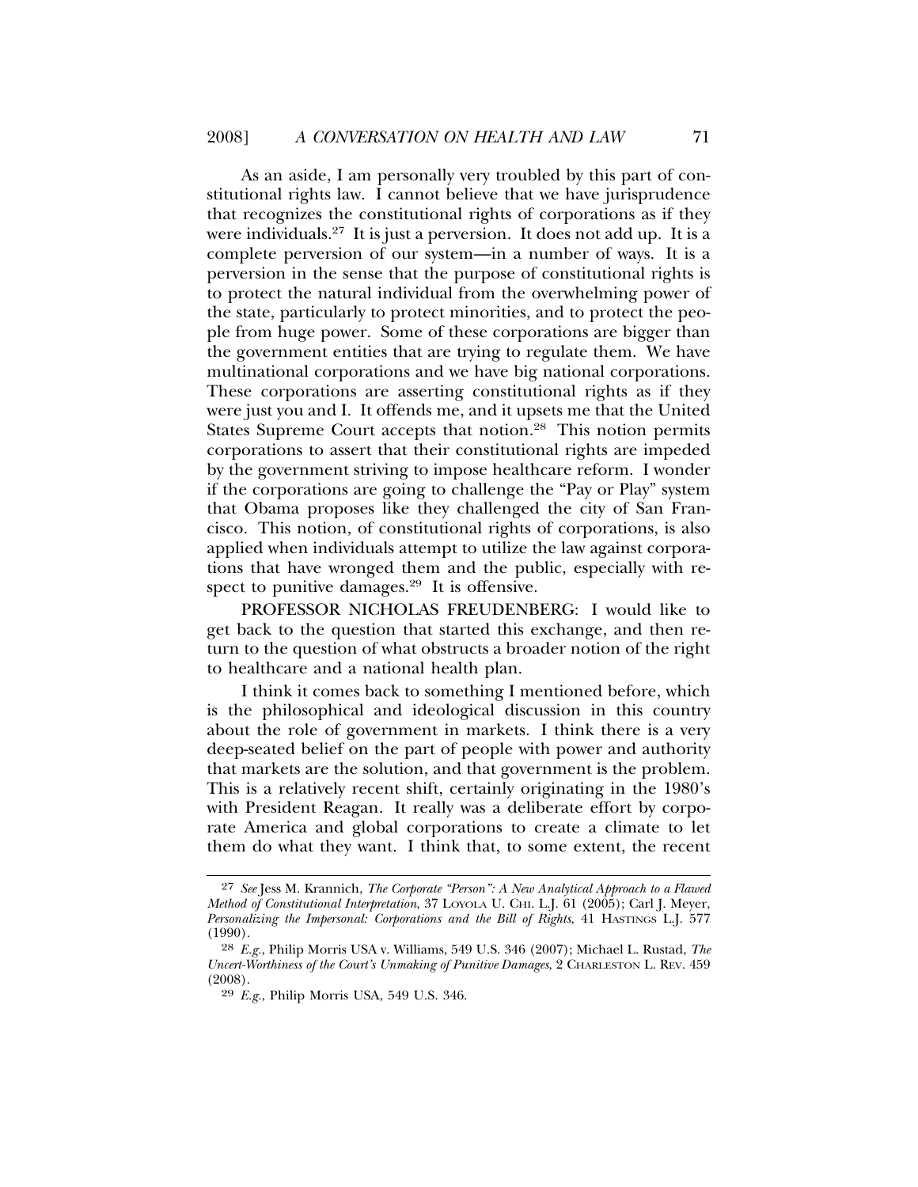As an aside, I am personally very troubled by this part of constitutional rights law. I cannot believe that we have jurisprudence that recognizes the constitutional rights of corporations as if they were individuals.[27] It is just a perversion. It does not add up. It is a complete perversion of our system—in a number of ways. It is a perversion in the sense that the purpose of constitutional rights is to protect the natural individual from the overwhelming power of the state, particularly to protect minorities, and to protect the people from huge power. Some of these corporations are bigger than the government entities that are trying to regulate them. We have multinational corporations and we have big national corporations. These corporations are asserting constitutional rights as if they were just you and I. It offends me, and it upsets me that the United States Supreme Court accepts that notion.[28] This notion permits corporations to assert that their constitutional rights are impeded by the government striving to impose healthcare reform. I wonder if the corporations are going to challenge the "Pay or Play" system that Obama proposes like they challenged the city of San Francisco. This notion, of constitutional rights of corporations, is also applied when individuals attempt to utilize the law against corporations that have wronged them and the public, especially with respect to punitive damages.[29] It is offensive.

PROFESSOR NICHOLAS FREUDENBERG: I would like to get back to the question that started this exchange, and then return to the question of what obstructs a broader notion of the right to healthcare and a national health plan.

I think it comes back to something I mentioned before, which is the philosophical and ideological discussion in this country about the role of government in markets. I think there is a very deep-seated belief on the part of people with power and authority that markets are the solution, and that government is the problem. This is a relatively recent shift, certainly originating in the 1980's with President Reagan. It really was a deliberate effort by corporate America and global corporations to create a climate to let them do what they want. I think that, to some extent, the recent

---

[27] *See* Jess M. Krannich, *The Corporate "Person": A New Analytical Approach to a Flawed Method of Constitutional Interpretation*, 37 LOYOLA U. CHI. L.J. 61 (2005); Carl J. Meyer, *Personalizing the Impersonal: Corporations and the Bill of Rights*, 41 HASTINGS L.J. 577 (1990).

[28] *E.g.*, Philip Morris USA v. Williams, 549 U.S. 346 (2007); Michael L. Rustad, *The Uncert-Worthiness of the Court's Unmaking of Punitive Damages*, 2 CHARLESTON L. REV. 459 (2008).

[29] *E.g.*, Philip Morris USA, 549 U.S. 346.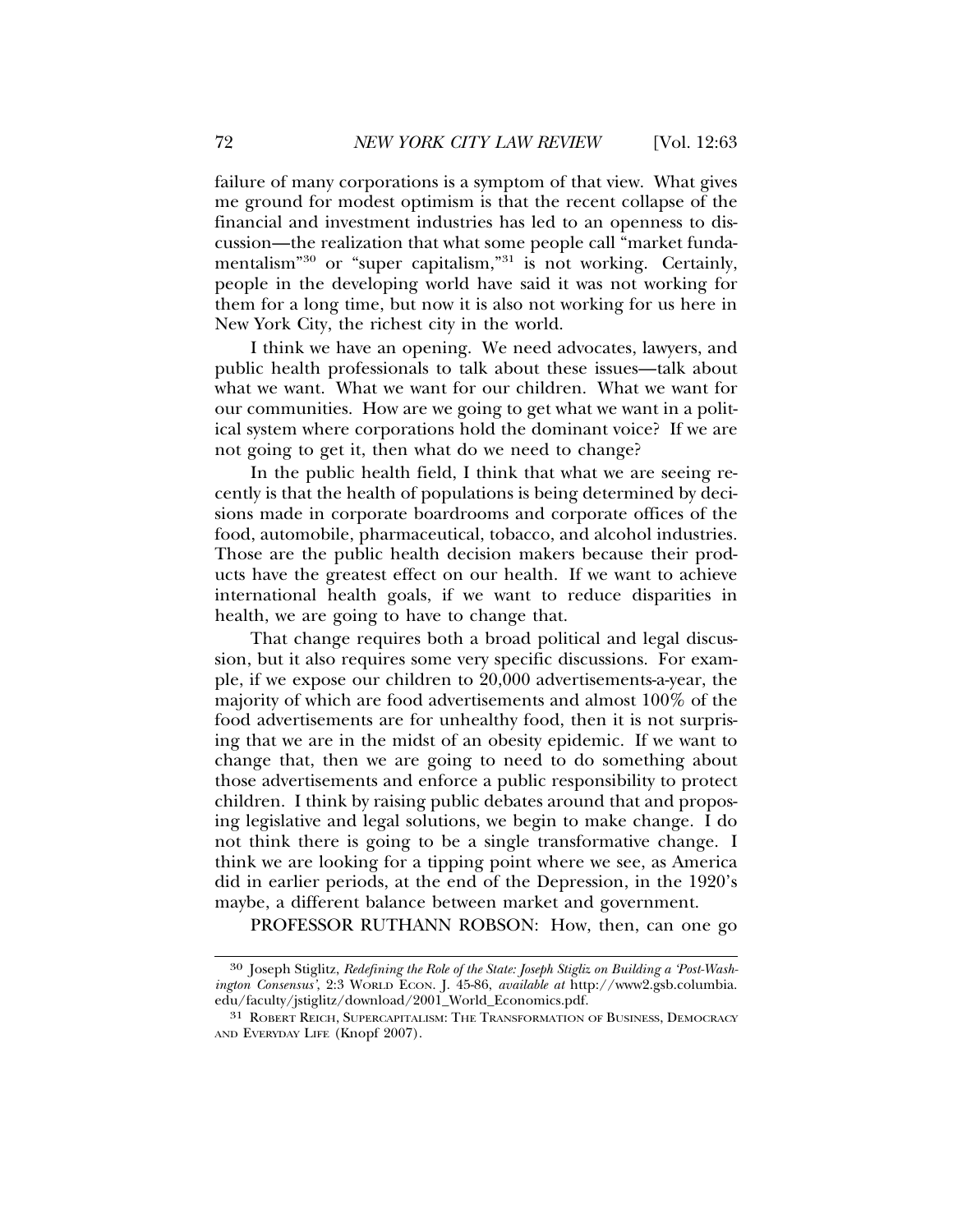failure of many corporations is a symptom of that view. What gives me ground for modest optimism is that the recent collapse of the financial and investment industries has led to an openness to discussion—the realization that what some people call "market fundamentalism"[30] or "super capitalism,"[31] is not working. Certainly, people in the developing world have said it was not working for them for a long time, but now it is also not working for us here in New York City, the richest city in the world.

I think we have an opening. We need advocates, lawyers, and public health professionals to talk about these issues—talk about what we want. What we want for our children. What we want for our communities. How are we going to get what we want in a political system where corporations hold the dominant voice? If we are not going to get it, then what do we need to change?

In the public health field, I think that what we are seeing recently is that the health of populations is being determined by decisions made in corporate boardrooms and corporate offices of the food, automobile, pharmaceutical, tobacco, and alcohol industries. Those are the public health decision makers because their products have the greatest effect on our health. If we want to achieve international health goals, if we want to reduce disparities in health, we are going to have to change that.

That change requires both a broad political and legal discussion, but it also requires some very specific discussions. For example, if we expose our children to 20,000 advertisements-a-year, the majority of which are food advertisements and almost 100% of the food advertisements are for unhealthy food, then it is not surprising that we are in the midst of an obesity epidemic. If we want to change that, then we are going to need to do something about those advertisements and enforce a public responsibility to protect children. I think by raising public debates around that and proposing legislative and legal solutions, we begin to make change. I do not think there is going to be a single transformative change. I think we are looking for a tipping point where we see, as America did in earlier periods, at the end of the Depression, in the 1920's maybe, a different balance between market and government.

PROFESSOR RUTHANN ROBSON: How, then, can one go

---

[30] Joseph Stiglitz, *Redefining the Role of the State: Joseph Stigliz on Building a 'Post-Washington Consensus'*, 2:3 WORLD ECON. J. 45-86, *available at* http://www2.gsb.columbia.edu/faculty/jstiglitz/download/2001_World_Economics.pdf.

[31] ROBERT REICH, SUPERCAPITALISM: THE TRANSFORMATION OF BUSINESS, DEMOCRACY AND EVERYDAY LIFE (Knopf 2007).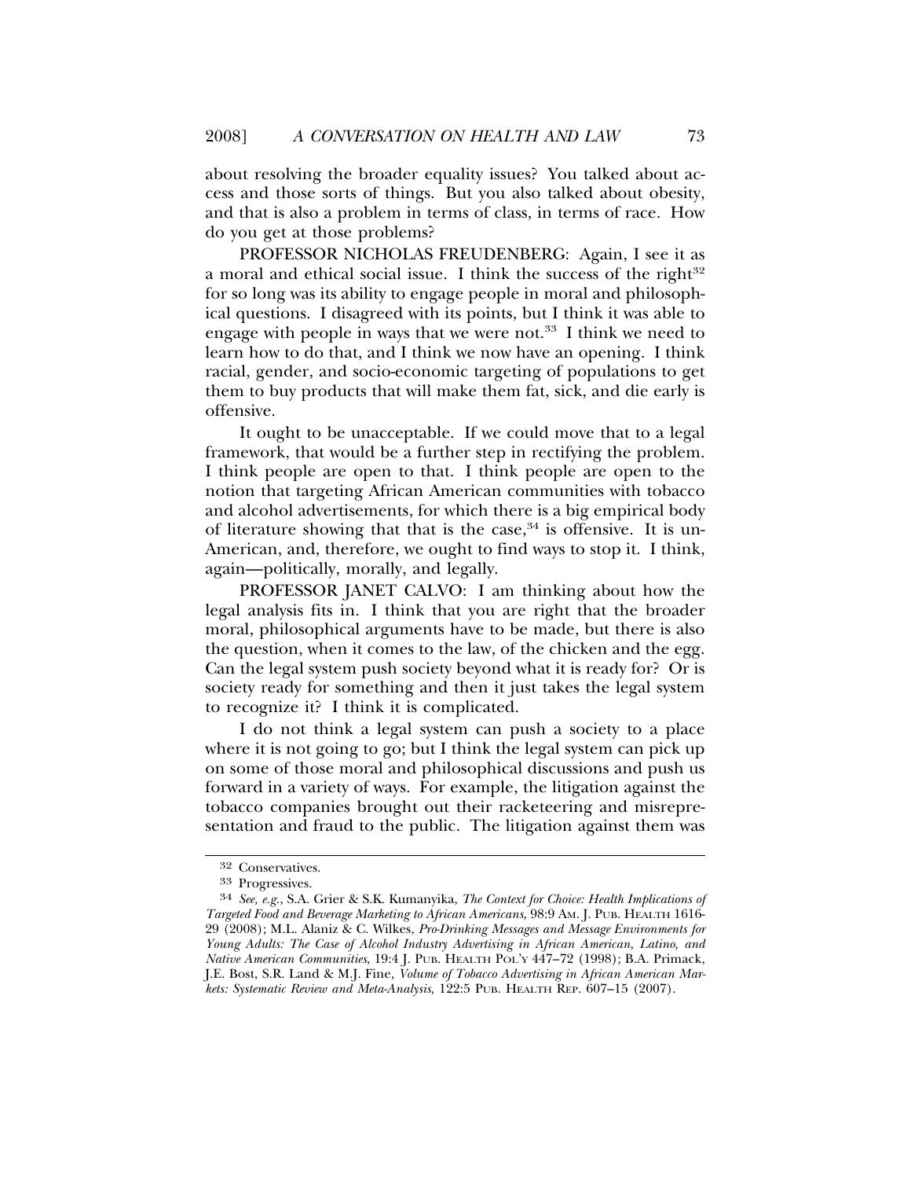about resolving the broader equality issues? You talked about access and those sorts of things. But you also talked about obesity, and that is also a problem in terms of class, in terms of race. How do you get at those problems?

PROFESSOR NICHOLAS FREUDENBERG: Again, I see it as a moral and ethical social issue. I think the success of the right[32] for so long was its ability to engage people in moral and philosophical questions. I disagreed with its points, but I think it was able to engage with people in ways that we were not.[33] I think we need to learn how to do that, and I think we now have an opening. I think racial, gender, and socio-economic targeting of populations to get them to buy products that will make them fat, sick, and die early is offensive.

It ought to be unacceptable. If we could move that to a legal framework, that would be a further step in rectifying the problem. I think people are open to that. I think people are open to the notion that targeting African American communities with tobacco and alcohol advertisements, for which there is a big empirical body of literature showing that that is the case,[34] is offensive. It is un-American, and, therefore, we ought to find ways to stop it. I think, again—politically, morally, and legally.

PROFESSOR JANET CALVO: I am thinking about how the legal analysis fits in. I think that you are right that the broader moral, philosophical arguments have to be made, but there is also the question, when it comes to the law, of the chicken and the egg. Can the legal system push society beyond what it is ready for? Or is society ready for something and then it just takes the legal system to recognize it? I think it is complicated.

I do not think a legal system can push a society to a place where it is not going to go; but I think the legal system can pick up on some of those moral and philosophical discussions and push us forward in a variety of ways. For example, the litigation against the tobacco companies brought out their racketeering and misrepresentation and fraud to the public. The litigation against them was

---

[32] Conservatives.

[33] Progressives.

[34] *See, e.g.*, S.A. Grier & S.K. Kumanyika, *The Context for Choice: Health Implications of Targeted Food and Beverage Marketing to African Americans*, 98:9 AM. J. PUB. HEALTH 1616-29 (2008); M.L. Alaniz & C. Wilkes, *Pro-Drinking Messages and Message Environments for Young Adults: The Case of Alcohol Industry Advertising in African American, Latino, and Native American Communities*, 19:4 J. PUB. HEALTH POL'Y 447–72 (1998); B.A. Primack, J.E. Bost, S.R. Land & M.J. Fine, *Volume of Tobacco Advertising in African American Markets: Systematic Review and Meta-Analysis*, 122:5 PUB. HEALTH REP. 607–15 (2007).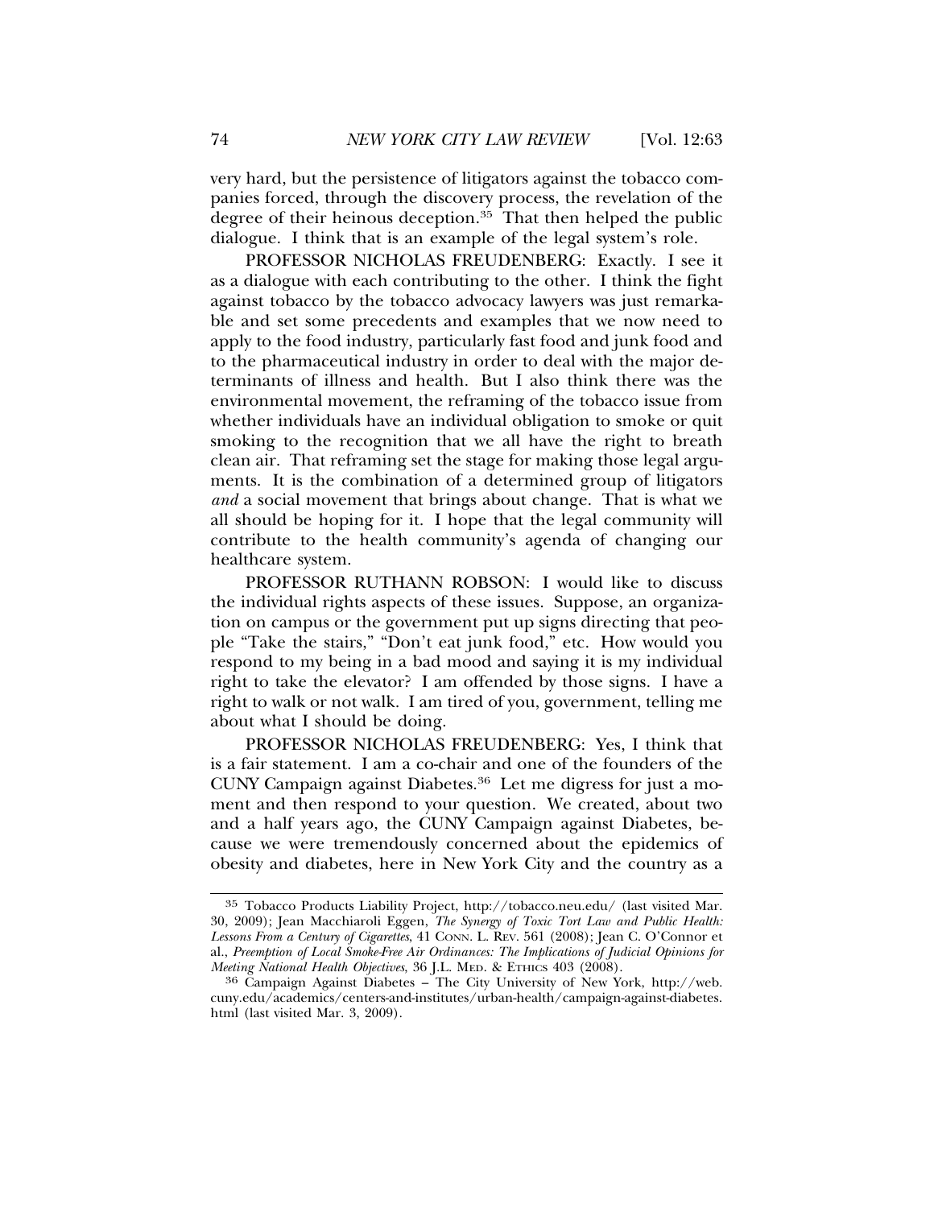very hard, but the persistence of litigators against the tobacco companies forced, through the discovery process, the revelation of the degree of their heinous deception.[35] That then helped the public dialogue. I think that is an example of the legal system's role.

PROFESSOR NICHOLAS FREUDENBERG: Exactly. I see it as a dialogue with each contributing to the other. I think the fight against tobacco by the tobacco advocacy lawyers was just remarkable and set some precedents and examples that we now need to apply to the food industry, particularly fast food and junk food and to the pharmaceutical industry in order to deal with the major determinants of illness and health. But I also think there was the environmental movement, the reframing of the tobacco issue from whether individuals have an individual obligation to smoke or quit smoking to the recognition that we all have the right to breath clean air. That reframing set the stage for making those legal arguments. It is the combination of a determined group of litigators *and* a social movement that brings about change. That is what we all should be hoping for it. I hope that the legal community will contribute to the health community's agenda of changing our healthcare system.

PROFESSOR RUTHANN ROBSON: I would like to discuss the individual rights aspects of these issues. Suppose, an organization on campus or the government put up signs directing that people "Take the stairs," "Don't eat junk food," etc. How would you respond to my being in a bad mood and saying it is my individual right to take the elevator? I am offended by those signs. I have a right to walk or not walk. I am tired of you, government, telling me about what I should be doing.

PROFESSOR NICHOLAS FREUDENBERG: Yes, I think that is a fair statement. I am a co-chair and one of the founders of the CUNY Campaign against Diabetes.[36] Let me digress for just a moment and then respond to your question. We created, about two and a half years ago, the CUNY Campaign against Diabetes, because we were tremendously concerned about the epidemics of obesity and diabetes, here in New York City and the country as a

---

[35] Tobacco Products Liability Project, http://tobacco.neu.edu/ (last visited Mar. 30, 2009); Jean Macchiaroli Eggen, *The Synergy of Toxic Tort Law and Public Health: Lessons From a Century of Cigarettes*, 41 CONN. L. REV. 561 (2008); Jean C. O'Connor et al., *Preemption of Local Smoke-Free Air Ordinances: The Implications of Judicial Opinions for Meeting National Health Objectives*, 36 J.L. MED. & ETHICS 403 (2008).

[36] Campaign Against Diabetes – The City University of New York, http://web.cuny.edu/academics/centers-and-institutes/urban-health/campaign-against-diabetes.html (last visited Mar. 3, 2009).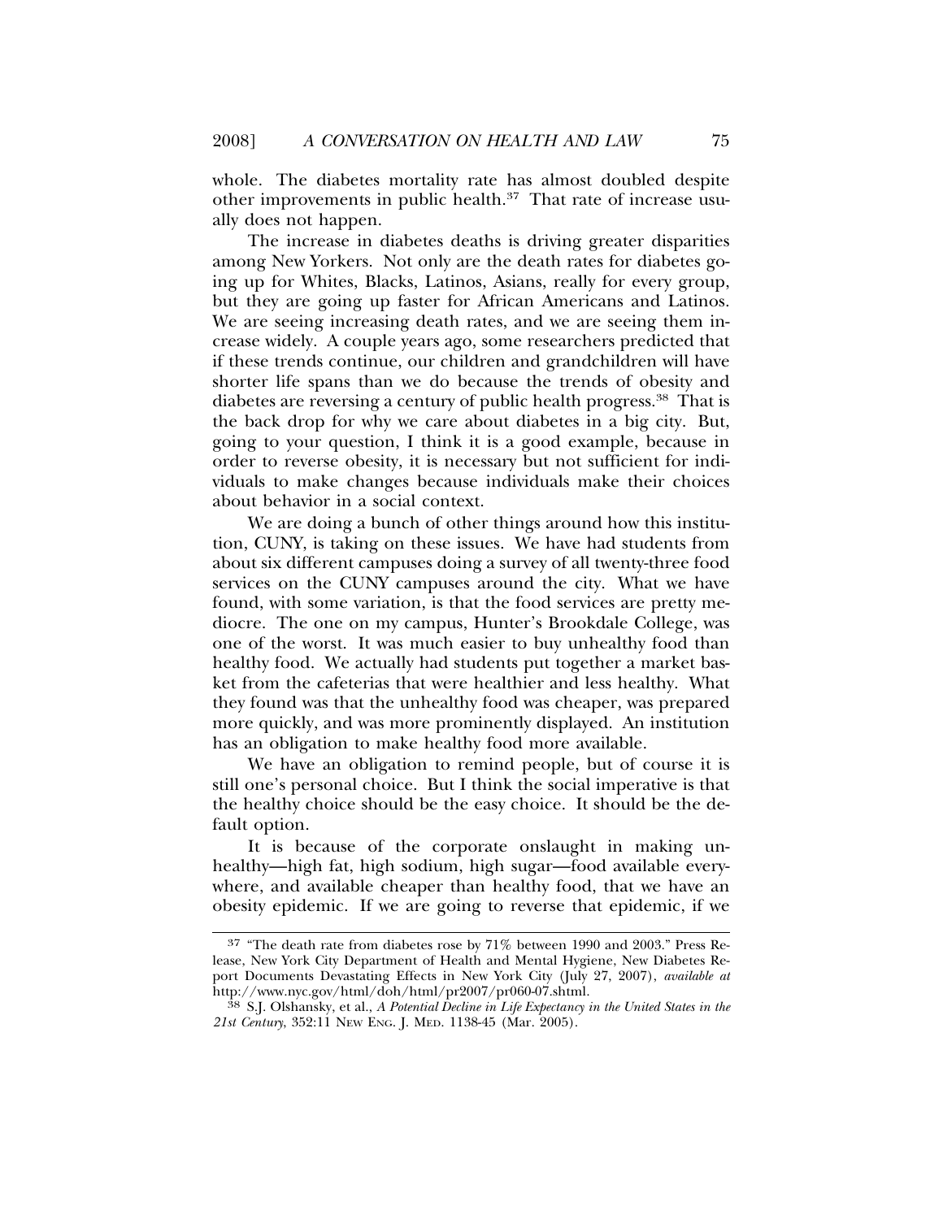whole. The diabetes mortality rate has almost doubled despite other improvements in public health.[37] That rate of increase usually does not happen.

The increase in diabetes deaths is driving greater disparities among New Yorkers. Not only are the death rates for diabetes going up for Whites, Blacks, Latinos, Asians, really for every group, but they are going up faster for African Americans and Latinos. We are seeing increasing death rates, and we are seeing them increase widely. A couple years ago, some researchers predicted that if these trends continue, our children and grandchildren will have shorter life spans than we do because the trends of obesity and diabetes are reversing a century of public health progress.[38] That is the back drop for why we care about diabetes in a big city. But, going to your question, I think it is a good example, because in order to reverse obesity, it is necessary but not sufficient for individuals to make changes because individuals make their choices about behavior in a social context.

We are doing a bunch of other things around how this institution, CUNY, is taking on these issues. We have had students from about six different campuses doing a survey of all twenty-three food services on the CUNY campuses around the city. What we have found, with some variation, is that the food services are pretty mediocre. The one on my campus, Hunter's Brookdale College, was one of the worst. It was much easier to buy unhealthy food than healthy food. We actually had students put together a market basket from the cafeterias that were healthier and less healthy. What they found was that the unhealthy food was cheaper, was prepared more quickly, and was more prominently displayed. An institution has an obligation to make healthy food more available.

We have an obligation to remind people, but of course it is still one's personal choice. But I think the social imperative is that the healthy choice should be the easy choice. It should be the default option.

It is because of the corporate onslaught in making unhealthy—high fat, high sodium, high sugar—food available everywhere, and available cheaper than healthy food, that we have an obesity epidemic. If we are going to reverse that epidemic, if we

---

[37] "The death rate from diabetes rose by 71% between 1990 and 2003." Press Release, New York City Department of Health and Mental Hygiene, New Diabetes Report Documents Devastating Effects in New York City (July 27, 2007), *available at* http://www.nyc.gov/html/doh/html/pr2007/pr060-07.shtml.

[38] S.J. Olshansky, et al., *A Potential Decline in Life Expectancy in the United States in the 21st Century*, 352:11 NEW ENG. J. MED. 1138-45 (Mar. 2005).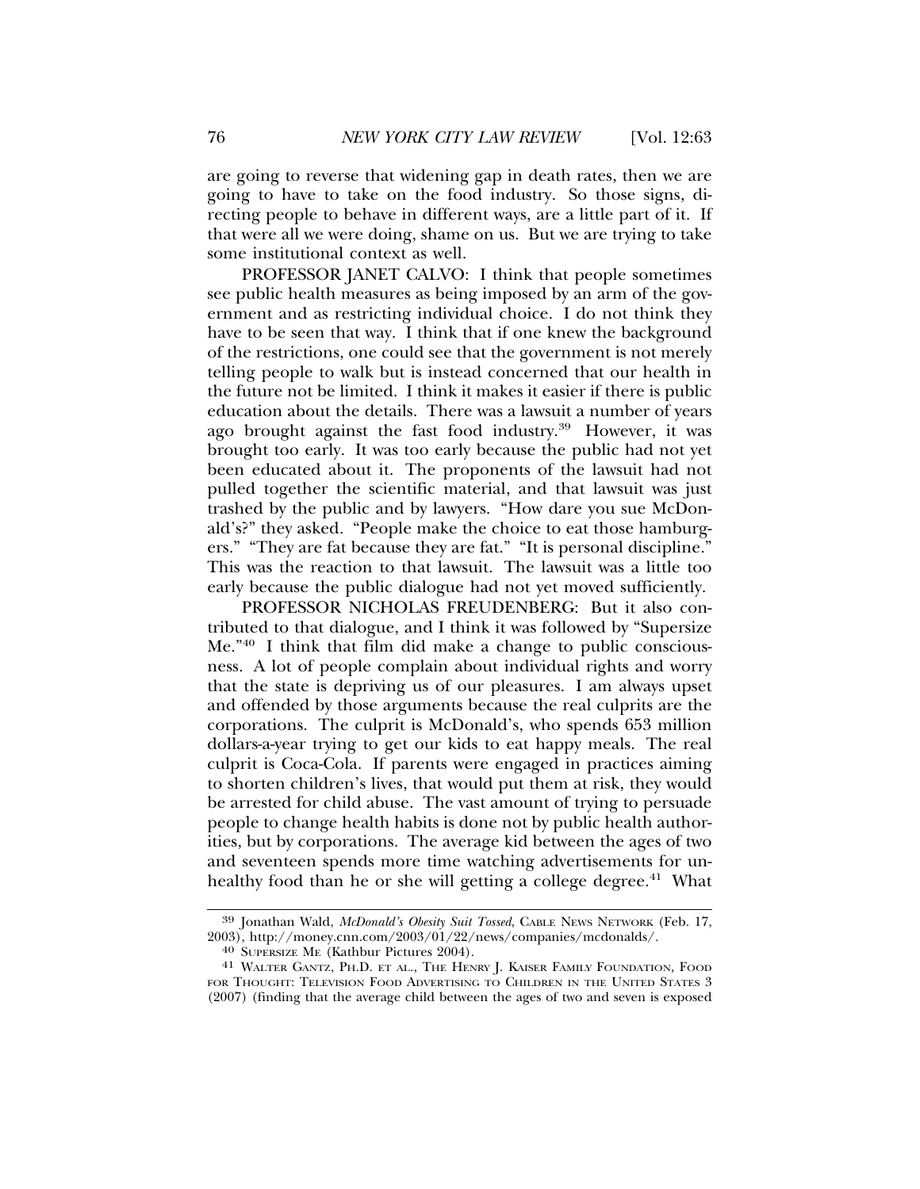are going to reverse that widening gap in death rates, then we are going to have to take on the food industry. So those signs, directing people to behave in different ways, are a little part of it. If that were all we were doing, shame on us. But we are trying to take some institutional context as well.

PROFESSOR JANET CALVO: I think that people sometimes see public health measures as being imposed by an arm of the government and as restricting individual choice. I do not think they have to be seen that way. I think that if one knew the background of the restrictions, one could see that the government is not merely telling people to walk but is instead concerned that our health in the future not be limited. I think it makes it easier if there is public education about the details. There was a lawsuit a number of years ago brought against the fast food industry.[39] However, it was brought too early. It was too early because the public had not yet been educated about it. The proponents of the lawsuit had not pulled together the scientific material, and that lawsuit was just trashed by the public and by lawyers. "How dare you sue McDonald's?" they asked. "People make the choice to eat those hamburgers." "They are fat because they are fat." "It is personal discipline." This was the reaction to that lawsuit. The lawsuit was a little too early because the public dialogue had not yet moved sufficiently.

PROFESSOR NICHOLAS FREUDENBERG: But it also contributed to that dialogue, and I think it was followed by "Supersize Me."[40] I think that film did make a change to public consciousness. A lot of people complain about individual rights and worry that the state is depriving us of our pleasures. I am always upset and offended by those arguments because the real culprits are the corporations. The culprit is McDonald's, who spends 653 million dollars-a-year trying to get our kids to eat happy meals. The real culprit is Coca-Cola. If parents were engaged in practices aiming to shorten children's lives, that would put them at risk, they would be arrested for child abuse. The vast amount of trying to persuade people to change health habits is done not by public health authorities, but by corporations. The average kid between the ages of two and seventeen spends more time watching advertisements for unhealthy food than he or she will getting a college degree.[41] What

---

[39] Jonathan Wald, *McDonald's Obesity Suit Tossed*, CABLE NEWS NETWORK (Feb. 17, 2003), http://money.cnn.com/2003/01/22/news/companies/mcdonalds/.

[40] SUPERSIZE ME (Kathbur Pictures 2004).

[41] WALTER GANTZ, PH.D. ET AL., THE HENRY J. KAISER FAMILY FOUNDATION, FOOD FOR THOUGHT: TELEVISION FOOD ADVERTISING TO CHILDREN IN THE UNITED STATES 3 (2007) (finding that the average child between the ages of two and seven is exposed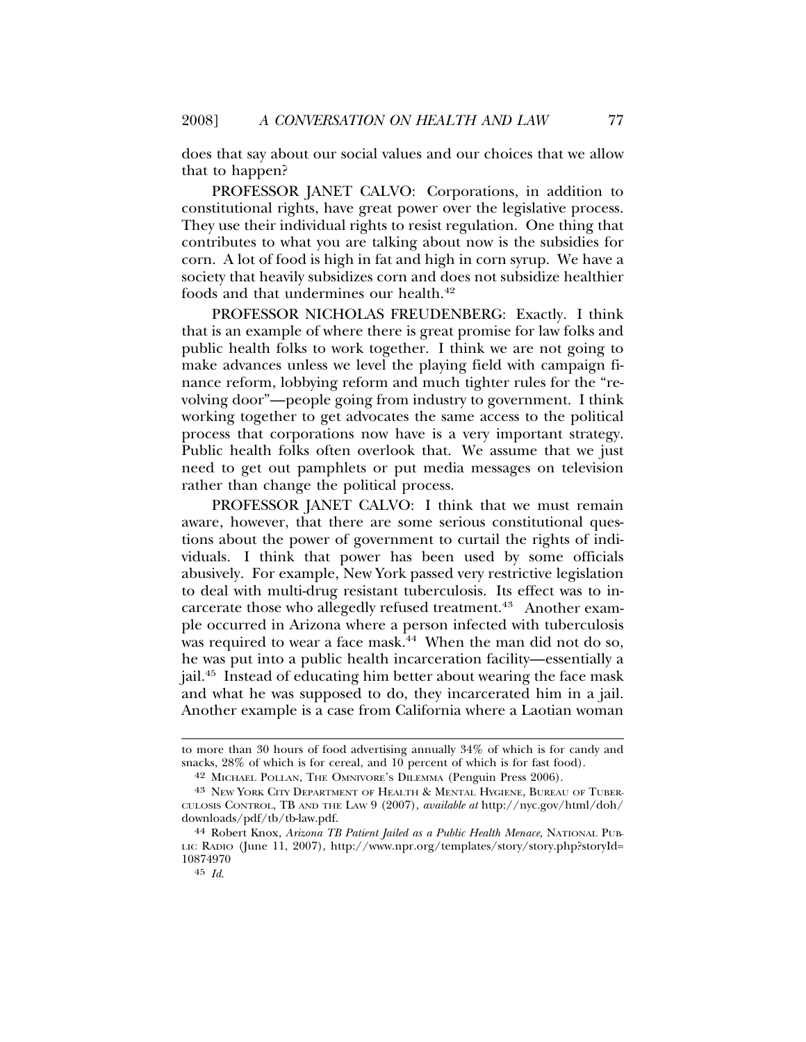does that say about our social values and our choices that we allow that to happen?

PROFESSOR JANET CALVO: Corporations, in addition to constitutional rights, have great power over the legislative process. They use their individual rights to resist regulation. One thing that contributes to what you are talking about now is the subsidies for corn. A lot of food is high in fat and high in corn syrup. We have a society that heavily subsidizes corn and does not subsidize healthier foods and that undermines our health.[42]

PROFESSOR NICHOLAS FREUDENBERG: Exactly. I think that is an example of where there is great promise for law folks and public health folks to work together. I think we are not going to make advances unless we level the playing field with campaign finance reform, lobbying reform and much tighter rules for the "revolving door"—people going from industry to government. I think working together to get advocates the same access to the political process that corporations now have is a very important strategy. Public health folks often overlook that. We assume that we just need to get out pamphlets or put media messages on television rather than change the political process.

PROFESSOR JANET CALVO: I think that we must remain aware, however, that there are some serious constitutional questions about the power of government to curtail the rights of individuals. I think that power has been used by some officials abusively. For example, New York passed very restrictive legislation to deal with multi-drug resistant tuberculosis. Its effect was to incarcerate those who allegedly refused treatment.[43] Another example occurred in Arizona where a person infected with tuberculosis was required to wear a face mask.[44] When the man did not do so, he was put into a public health incarceration facility—essentially a jail.[45] Instead of educating him better about wearing the face mask and what he was supposed to do, they incarcerated him in a jail. Another example is a case from California where a Laotian woman

---

to more than 30 hours of food advertising annually 34% of which is for candy and snacks, 28% of which is for cereal, and 10 percent of which is for fast food).

[42] MICHAEL POLLAN, THE OMNIVORE'S DILEMMA (Penguin Press 2006).

[43] NEW YORK CITY DEPARTMENT OF HEALTH & MENTAL HYGIENE, BUREAU OF TUBERCULOSIS CONTROL, TB AND THE LAW 9 (2007), *available at* http://nyc.gov/html/doh/downloads/pdf/tb/tb-law.pdf.

[44] Robert Knox, *Arizona TB Patient Jailed as a Public Health Menace*, NATIONAL PUBLIC RADIO (June 11, 2007), http://www.npr.org/templates/story/story.php?storyId=10874970

[45] *Id.*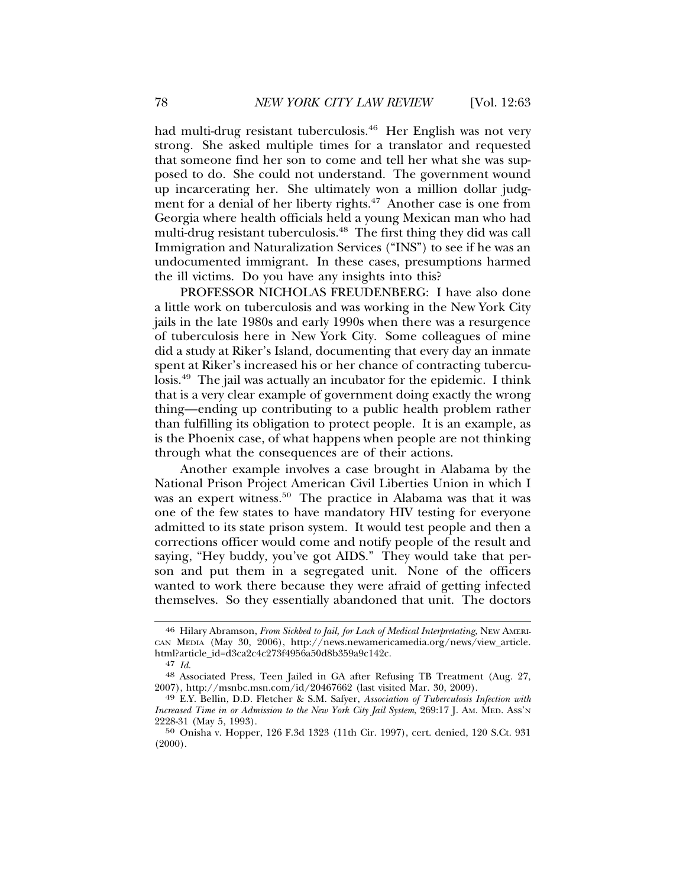had multi-drug resistant tuberculosis.[46] Her English was not very strong. She asked multiple times for a translator and requested that someone find her son to come and tell her what she was supposed to do. She could not understand. The government wound up incarcerating her. She ultimately won a million dollar judgment for a denial of her liberty rights.[47] Another case is one from Georgia where health officials held a young Mexican man who had multi-drug resistant tuberculosis.[48] The first thing they did was call Immigration and Naturalization Services ("INS") to see if he was an undocumented immigrant. In these cases, presumptions harmed the ill victims. Do you have any insights into this?

PROFESSOR NICHOLAS FREUDENBERG: I have also done a little work on tuberculosis and was working in the New York City jails in the late 1980s and early 1990s when there was a resurgence of tuberculosis here in New York City. Some colleagues of mine did a study at Riker's Island, documenting that every day an inmate spent at Riker's increased his or her chance of contracting tuberculosis.[49] The jail was actually an incubator for the epidemic. I think that is a very clear example of government doing exactly the wrong thing—ending up contributing to a public health problem rather than fulfilling its obligation to protect people. It is an example, as is the Phoenix case, of what happens when people are not thinking through what the consequences are of their actions.

Another example involves a case brought in Alabama by the National Prison Project American Civil Liberties Union in which I was an expert witness.[50] The practice in Alabama was that it was one of the few states to have mandatory HIV testing for everyone admitted to its state prison system. It would test people and then a corrections officer would come and notify people of the result and saying, "Hey buddy, you've got AIDS." They would take that person and put them in a segregated unit. None of the officers wanted to work there because they were afraid of getting infected themselves. So they essentially abandoned that unit. The doctors

---

[46] Hilary Abramson, *From Sickbed to Jail, for Lack of Medical Interpretating*, NEW AMERICAN MEDIA (May 30, 2006), http://news.newamericamedia.org/news/view_article.html?article_id=d3ca2c4c273f4956a50d8b359a9c142c.

[47] *Id.*

[48] Associated Press, Teen Jailed in GA after Refusing TB Treatment (Aug. 27, 2007), http://msnbc.msn.com/id/20467662 (last visited Mar. 30, 2009).

[49] E.Y. Bellin, D.D. Fletcher & S.M. Safyer, *Association of Tuberculosis Infection with Increased Time in or Admission to the New York City Jail System*, 269:17 J. AM. MED. ASS'N 2228-31 (May 5, 1993).

[50] Onisha v. Hopper, 126 F.3d 1323 (11th Cir. 1997), cert. denied, 120 S.Ct. 931 (2000).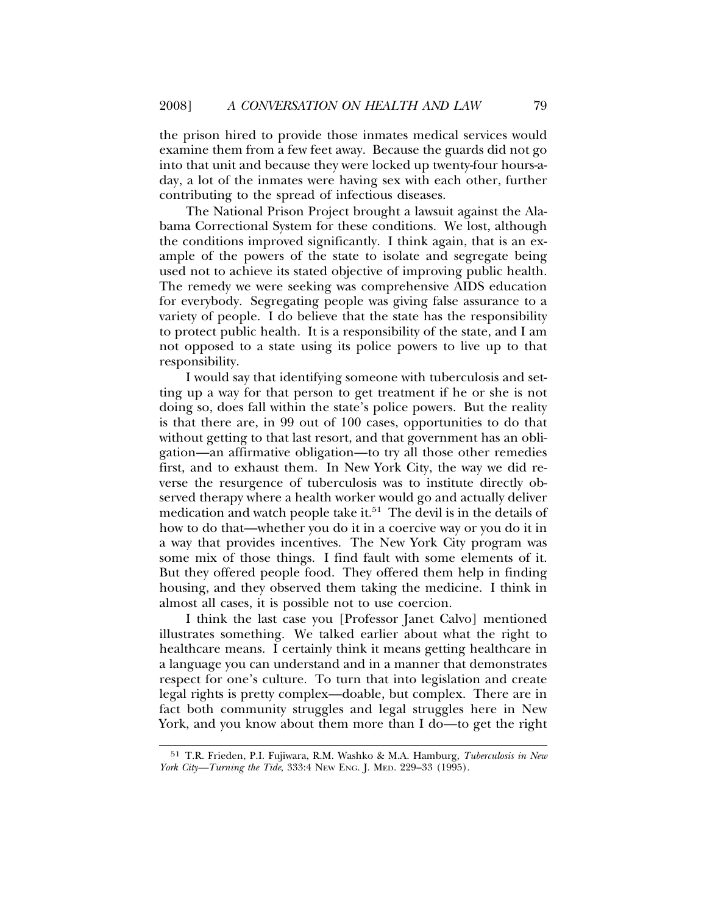the prison hired to provide those inmates medical services would examine them from a few feet away. Because the guards did not go into that unit and because they were locked up twenty-four hours-a-day, a lot of the inmates were having sex with each other, further contributing to the spread of infectious diseases.

The National Prison Project brought a lawsuit against the Alabama Correctional System for these conditions. We lost, although the conditions improved significantly. I think again, that is an example of the powers of the state to isolate and segregate being used not to achieve its stated objective of improving public health. The remedy we were seeking was comprehensive AIDS education for everybody. Segregating people was giving false assurance to a variety of people. I do believe that the state has the responsibility to protect public health. It is a responsibility of the state, and I am not opposed to a state using its police powers to live up to that responsibility.

I would say that identifying someone with tuberculosis and setting up a way for that person to get treatment if he or she is not doing so, does fall within the state's police powers. But the reality is that there are, in 99 out of 100 cases, opportunities to do that without getting to that last resort, and that government has an obligation—an affirmative obligation—to try all those other remedies first, and to exhaust them. In New York City, the way we did reverse the resurgence of tuberculosis was to institute directly observed therapy where a health worker would go and actually deliver medication and watch people take it.[51] The devil is in the details of how to do that—whether you do it in a coercive way or you do it in a way that provides incentives. The New York City program was some mix of those things. I find fault with some elements of it. But they offered people food. They offered them help in finding housing, and they observed them taking the medicine. I think in almost all cases, it is possible not to use coercion.

I think the last case you [Professor Janet Calvo] mentioned illustrates something. We talked earlier about what the right to healthcare means. I certainly think it means getting healthcare in a language you can understand and in a manner that demonstrates respect for one's culture. To turn that into legislation and create legal rights is pretty complex—doable, but complex. There are in fact both community struggles and legal struggles here in New York, and you know about them more than I do—to get the right

[51] T.R. Frieden, P.I. Fujiwara, R.M. Washko & M.A. Hamburg, *Tuberculosis in New York City—Turning the Tide*, 333:4 NEW ENG. J. MED. 229–33 (1995).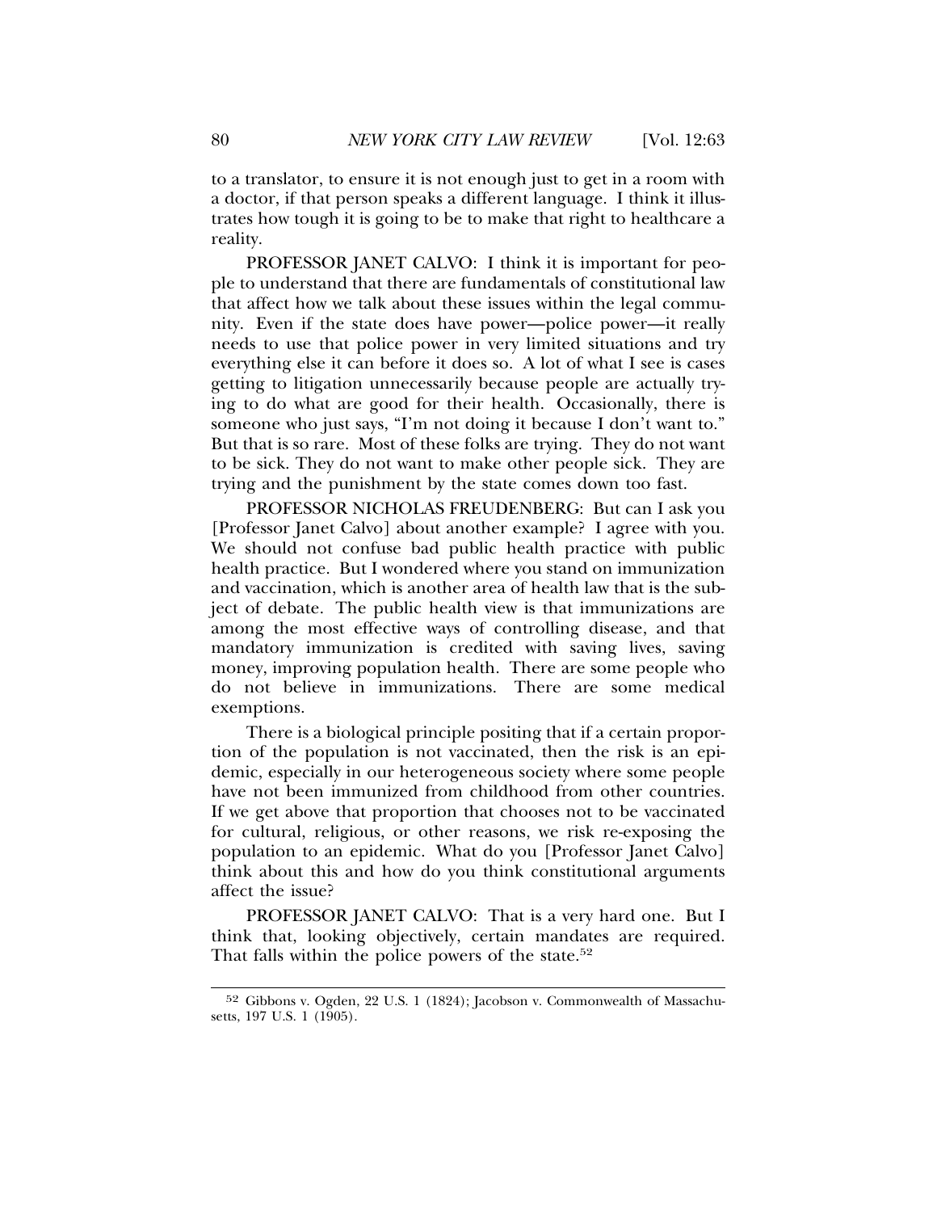to a translator, to ensure it is not enough just to get in a room with a doctor, if that person speaks a different language. I think it illustrates how tough it is going to be to make that right to healthcare a reality.

PROFESSOR JANET CALVO: I think it is important for people to understand that there are fundamentals of constitutional law that affect how we talk about these issues within the legal community. Even if the state does have power—police power—it really needs to use that police power in very limited situations and try everything else it can before it does so. A lot of what I see is cases getting to litigation unnecessarily because people are actually trying to do what are good for their health. Occasionally, there is someone who just says, "I'm not doing it because I don't want to." But that is so rare. Most of these folks are trying. They do not want to be sick. They do not want to make other people sick. They are trying and the punishment by the state comes down too fast.

PROFESSOR NICHOLAS FREUDENBERG: But can I ask you [Professor Janet Calvo] about another example? I agree with you. We should not confuse bad public health practice with public health practice. But I wondered where you stand on immunization and vaccination, which is another area of health law that is the subject of debate. The public health view is that immunizations are among the most effective ways of controlling disease, and that mandatory immunization is credited with saving lives, saving money, improving population health. There are some people who do not believe in immunizations. There are some medical exemptions.

There is a biological principle positing that if a certain proportion of the population is not vaccinated, then the risk is an epidemic, especially in our heterogeneous society where some people have not been immunized from childhood from other countries. If we get above that proportion that chooses not to be vaccinated for cultural, religious, or other reasons, we risk re-exposing the population to an epidemic. What do you [Professor Janet Calvo] think about this and how do you think constitutional arguments affect the issue?

PROFESSOR JANET CALVO: That is a very hard one. But I think that, looking objectively, certain mandates are required. That falls within the police powers of the state.[52]

---

[52] Gibbons v. Ogden, 22 U.S. 1 (1824); Jacobson v. Commonwealth of Massachusetts, 197 U.S. 1 (1905).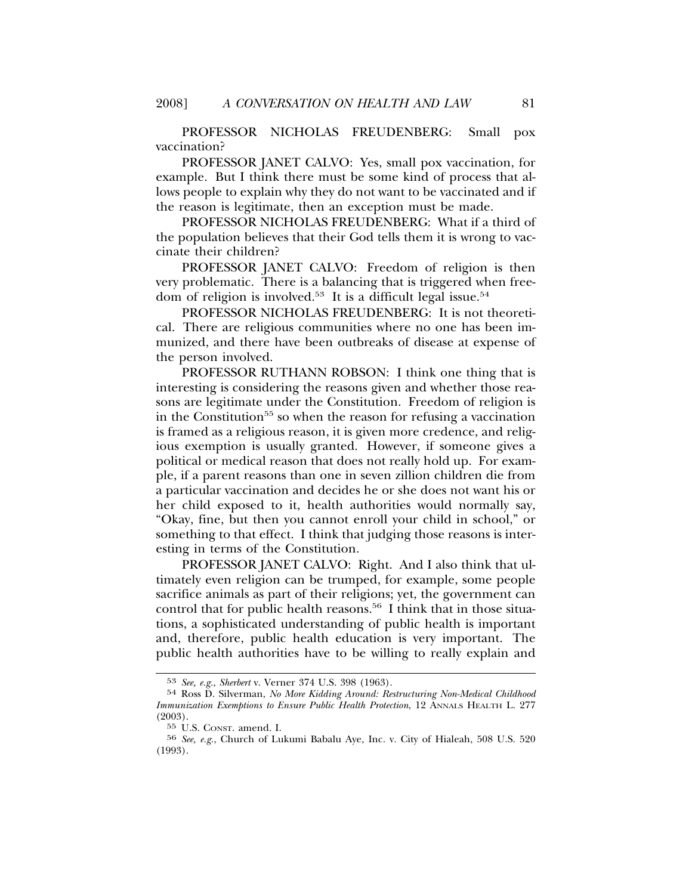PROFESSOR NICHOLAS FREUDENBERG: Small pox vaccination?

PROFESSOR JANET CALVO: Yes, small pox vaccination, for example. But I think there must be some kind of process that allows people to explain why they do not want to be vaccinated and if the reason is legitimate, then an exception must be made.

PROFESSOR NICHOLAS FREUDENBERG: What if a third of the population believes that their God tells them it is wrong to vaccinate their children?

PROFESSOR JANET CALVO: Freedom of religion is then very problematic. There is a balancing that is triggered when freedom of religion is involved.[53] It is a difficult legal issue.[54]

PROFESSOR NICHOLAS FREUDENBERG: It is not theoretical. There are religious communities where no one has been immunized, and there have been outbreaks of disease at expense of the person involved.

PROFESSOR RUTHANN ROBSON: I think one thing that is interesting is considering the reasons given and whether those reasons are legitimate under the Constitution. Freedom of religion is in the Constitution[55] so when the reason for refusing a vaccination is framed as a religious reason, it is given more credence, and religious exemption is usually granted. However, if someone gives a political or medical reason that does not really hold up. For example, if a parent reasons than one in seven zillion children die from a particular vaccination and decides he or she does not want his or her child exposed to it, health authorities would normally say, "Okay, fine, but then you cannot enroll your child in school," or something to that effect. I think that judging those reasons is interesting in terms of the Constitution.

PROFESSOR JANET CALVO: Right. And I also think that ultimately even religion can be trumped, for example, some people sacrifice animals as part of their religions; yet, the government can control that for public health reasons.[56] I think that in those situations, a sophisticated understanding of public health is important and, therefore, public health education is very important. The public health authorities have to be willing to really explain and

---

53 *See, e.g.*, *Sherbert* v. Verner 374 U.S. 398 (1963).

54 Ross D. Silverman, *No More Kidding Around: Restructuring Non-Medical Childhood Immunization Exemptions to Ensure Public Health Protection*, 12 ANNALS HEALTH L. 277 (2003).

55 U.S. CONST. amend. I.

56 *See, e.g.*, Church of Lukumi Babalu Aye, Inc. v. City of Hialeah, 508 U.S. 520 (1993).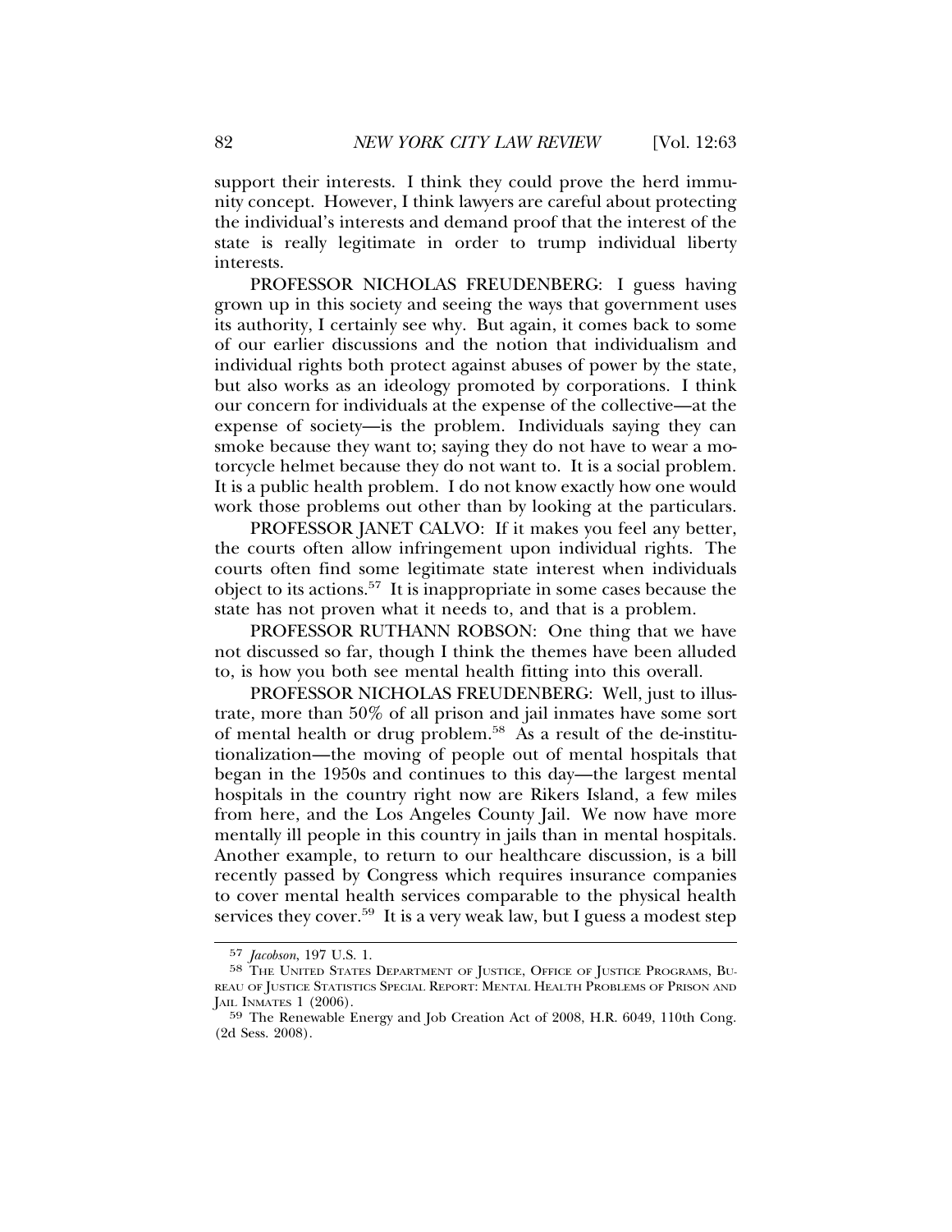support their interests. I think they could prove the herd immunity concept. However, I think lawyers are careful about protecting the individual's interests and demand proof that the interest of the state is really legitimate in order to trump individual liberty interests.

PROFESSOR NICHOLAS FREUDENBERG: I guess having grown up in this society and seeing the ways that government uses its authority, I certainly see why. But again, it comes back to some of our earlier discussions and the notion that individualism and individual rights both protect against abuses of power by the state, but also works as an ideology promoted by corporations. I think our concern for individuals at the expense of the collective—at the expense of society—is the problem. Individuals saying they can smoke because they want to; saying they do not have to wear a motorcycle helmet because they do not want to. It is a social problem. It is a public health problem. I do not know exactly how one would work those problems out other than by looking at the particulars.

PROFESSOR JANET CALVO: If it makes you feel any better, the courts often allow infringement upon individual rights. The courts often find some legitimate state interest when individuals object to its actions.[57] It is inappropriate in some cases because the state has not proven what it needs to, and that is a problem.

PROFESSOR RUTHANN ROBSON: One thing that we have not discussed so far, though I think the themes have been alluded to, is how you both see mental health fitting into this overall.

PROFESSOR NICHOLAS FREUDENBERG: Well, just to illustrate, more than 50% of all prison and jail inmates have some sort of mental health or drug problem.[58] As a result of the de-institutionalization—the moving of people out of mental hospitals that began in the 1950s and continues to this day—the largest mental hospitals in the country right now are Rikers Island, a few miles from here, and the Los Angeles County Jail. We now have more mentally ill people in this country in jails than in mental hospitals. Another example, to return to our healthcare discussion, is a bill recently passed by Congress which requires insurance companies to cover mental health services comparable to the physical health services they cover.[59] It is a very weak law, but I guess a modest step

---

57 *Jacobson*, 197 U.S. 1.

58 The United States Department of Justice, Office of Justice Programs, Bureau of Justice Statistics Special Report: Mental Health Problems of Prison and Jail Inmates 1 (2006).

59 The Renewable Energy and Job Creation Act of 2008, H.R. 6049, 110th Cong. (2d Sess. 2008).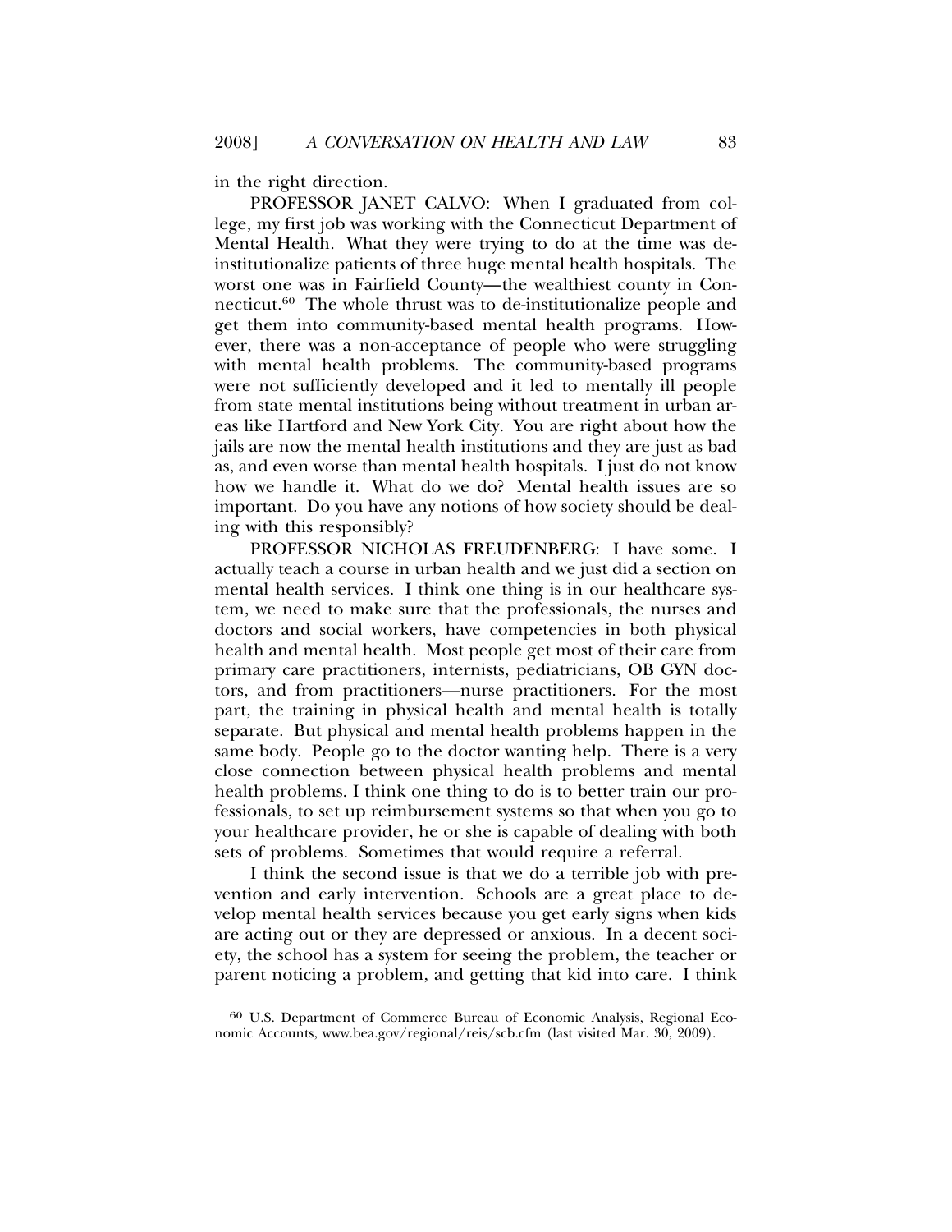in the right direction.

PROFESSOR JANET CALVO: When I graduated from college, my first job was working with the Connecticut Department of Mental Health. What they were trying to do at the time was de-institutionalize patients of three huge mental health hospitals. The worst one was in Fairfield County—the wealthiest county in Connecticut.[60] The whole thrust was to de-institutionalize people and get them into community-based mental health programs. However, there was a non-acceptance of people who were struggling with mental health problems. The community-based programs were not sufficiently developed and it led to mentally ill people from state mental institutions being without treatment in urban areas like Hartford and New York City. You are right about how the jails are now the mental health institutions and they are just as bad as, and even worse than mental health hospitals. I just do not know how we handle it. What do we do? Mental health issues are so important. Do you have any notions of how society should be dealing with this responsibly?

PROFESSOR NICHOLAS FREUDENBERG: I have some. I actually teach a course in urban health and we just did a section on mental health services. I think one thing is in our healthcare system, we need to make sure that the professionals, the nurses and doctors and social workers, have competencies in both physical health and mental health. Most people get most of their care from primary care practitioners, internists, pediatricians, OB GYN doctors, and from practitioners—nurse practitioners. For the most part, the training in physical health and mental health is totally separate. But physical and mental health problems happen in the same body. People go to the doctor wanting help. There is a very close connection between physical health problems and mental health problems. I think one thing to do is to better train our professionals, to set up reimbursement systems so that when you go to your healthcare provider, he or she is capable of dealing with both sets of problems. Sometimes that would require a referral.

I think the second issue is that we do a terrible job with prevention and early intervention. Schools are a great place to develop mental health services because you get early signs when kids are acting out or they are depressed or anxious. In a decent society, the school has a system for seeing the problem, the teacher or parent noticing a problem, and getting that kid into care. I think

---

[60] U.S. Department of Commerce Bureau of Economic Analysis, Regional Economic Accounts, www.bea.gov/regional/reis/scb.cfm (last visited Mar. 30, 2009).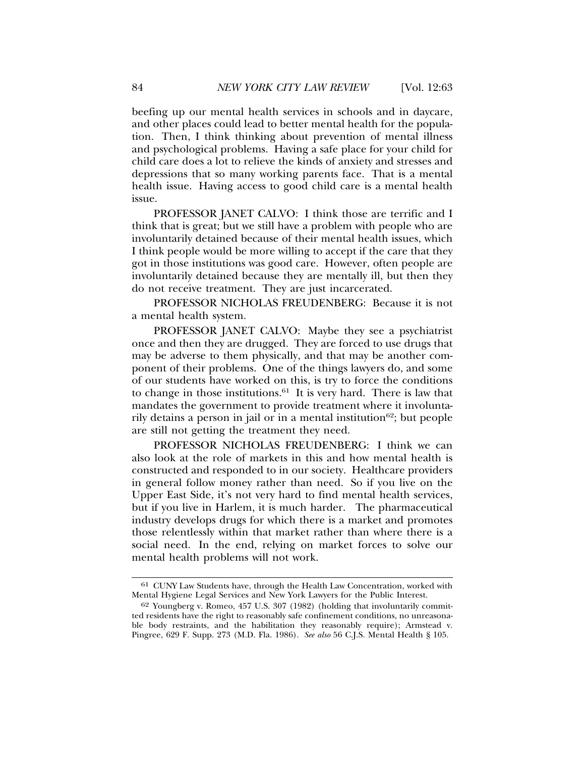beefing up our mental health services in schools and in daycare, and other places could lead to better mental health for the population. Then, I think thinking about prevention of mental illness and psychological problems. Having a safe place for your child for child care does a lot to relieve the kinds of anxiety and stresses and depressions that so many working parents face. That is a mental health issue. Having access to good child care is a mental health issue.

PROFESSOR JANET CALVO: I think those are terrific and I think that is great; but we still have a problem with people who are involuntarily detained because of their mental health issues, which I think people would be more willing to accept if the care that they got in those institutions was good care. However, often people are involuntarily detained because they are mentally ill, but then they do not receive treatment. They are just incarcerated.

PROFESSOR NICHOLAS FREUDENBERG: Because it is not a mental health system.

PROFESSOR JANET CALVO: Maybe they see a psychiatrist once and then they are drugged. They are forced to use drugs that may be adverse to them physically, and that may be another component of their problems. One of the things lawyers do, and some of our students have worked on this, is try to force the conditions to change in those institutions.[61] It is very hard. There is law that mandates the government to provide treatment where it involuntarily detains a person in jail or in a mental institution[62]; but people are still not getting the treatment they need.

PROFESSOR NICHOLAS FREUDENBERG: I think we can also look at the role of markets in this and how mental health is constructed and responded to in our society. Healthcare providers in general follow money rather than need. So if you live on the Upper East Side, it's not very hard to find mental health services, but if you live in Harlem, it is much harder. The pharmaceutical industry develops drugs for which there is a market and promotes those relentlessly within that market rather than where there is a social need. In the end, relying on market forces to solve our mental health problems will not work.

---

[61] CUNY Law Students have, through the Health Law Concentration, worked with Mental Hygiene Legal Services and New York Lawyers for the Public Interest.

[62] Youngberg v. Romeo, 457 U.S. 307 (1982) (holding that involuntarily committed residents have the right to reasonably safe confinement conditions, no unreasonable body restraints, and the habilitation they reasonably require); Armstead v. Pingree, 629 F. Supp. 273 (M.D. Fla. 1986). *See also* 56 C.J.S. Mental Health § 105.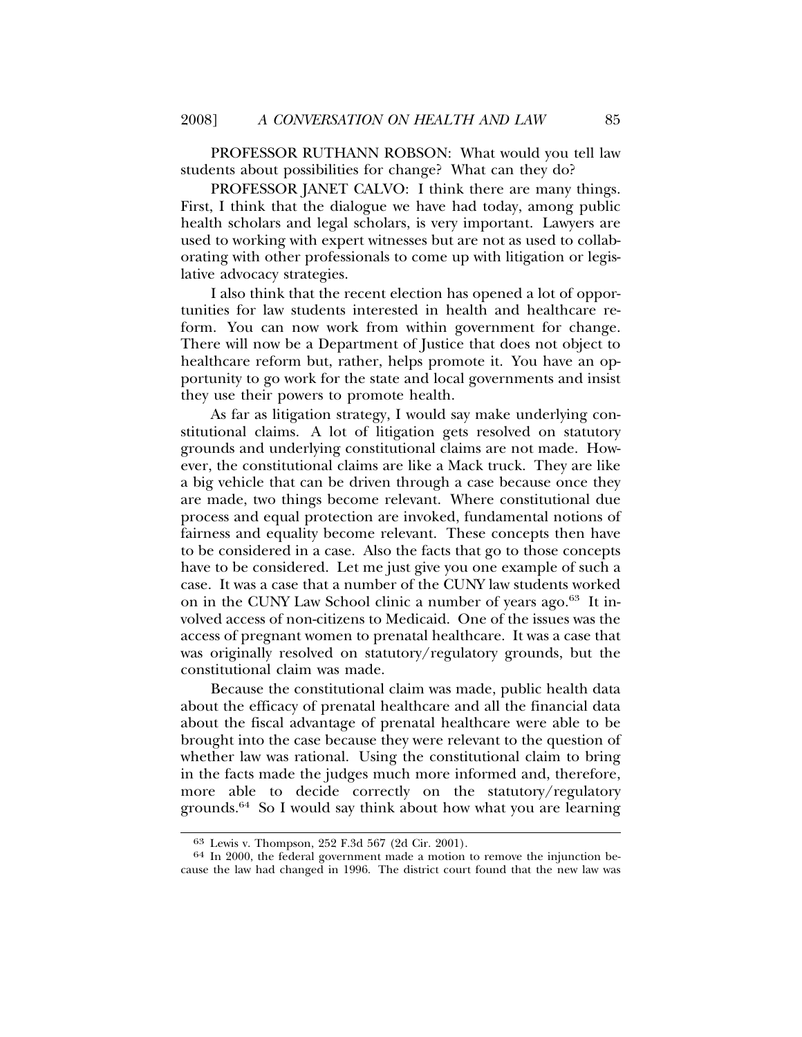PROFESSOR RUTHANN ROBSON: What would you tell law students about possibilities for change? What can they do?

PROFESSOR JANET CALVO: I think there are many things. First, I think that the dialogue we have had today, among public health scholars and legal scholars, is very important. Lawyers are used to working with expert witnesses but are not as used to collaborating with other professionals to come up with litigation or legislative advocacy strategies.

I also think that the recent election has opened a lot of opportunities for law students interested in health and healthcare reform. You can now work from within government for change. There will now be a Department of Justice that does not object to healthcare reform but, rather, helps promote it. You have an opportunity to go work for the state and local governments and insist they use their powers to promote health.

As far as litigation strategy, I would say make underlying constitutional claims. A lot of litigation gets resolved on statutory grounds and underlying constitutional claims are not made. However, the constitutional claims are like a Mack truck. They are like a big vehicle that can be driven through a case because once they are made, two things become relevant. Where constitutional due process and equal protection are invoked, fundamental notions of fairness and equality become relevant. These concepts then have to be considered in a case. Also the facts that go to those concepts have to be considered. Let me just give you one example of such a case. It was a case that a number of the CUNY law students worked on in the CUNY Law School clinic a number of years ago.[63] It involved access of non-citizens to Medicaid. One of the issues was the access of pregnant women to prenatal healthcare. It was a case that was originally resolved on statutory/regulatory grounds, but the constitutional claim was made.

Because the constitutional claim was made, public health data about the efficacy of prenatal healthcare and all the financial data about the fiscal advantage of prenatal healthcare were able to be brought into the case because they were relevant to the question of whether law was rational. Using the constitutional claim to bring in the facts made the judges much more informed and, therefore, more able to decide correctly on the statutory/regulatory grounds.[64] So I would say think about how what you are learning

---

[63] Lewis v. Thompson, 252 F.3d 567 (2d Cir. 2001).

[64] In 2000, the federal government made a motion to remove the injunction because the law had changed in 1996. The district court found that the new law was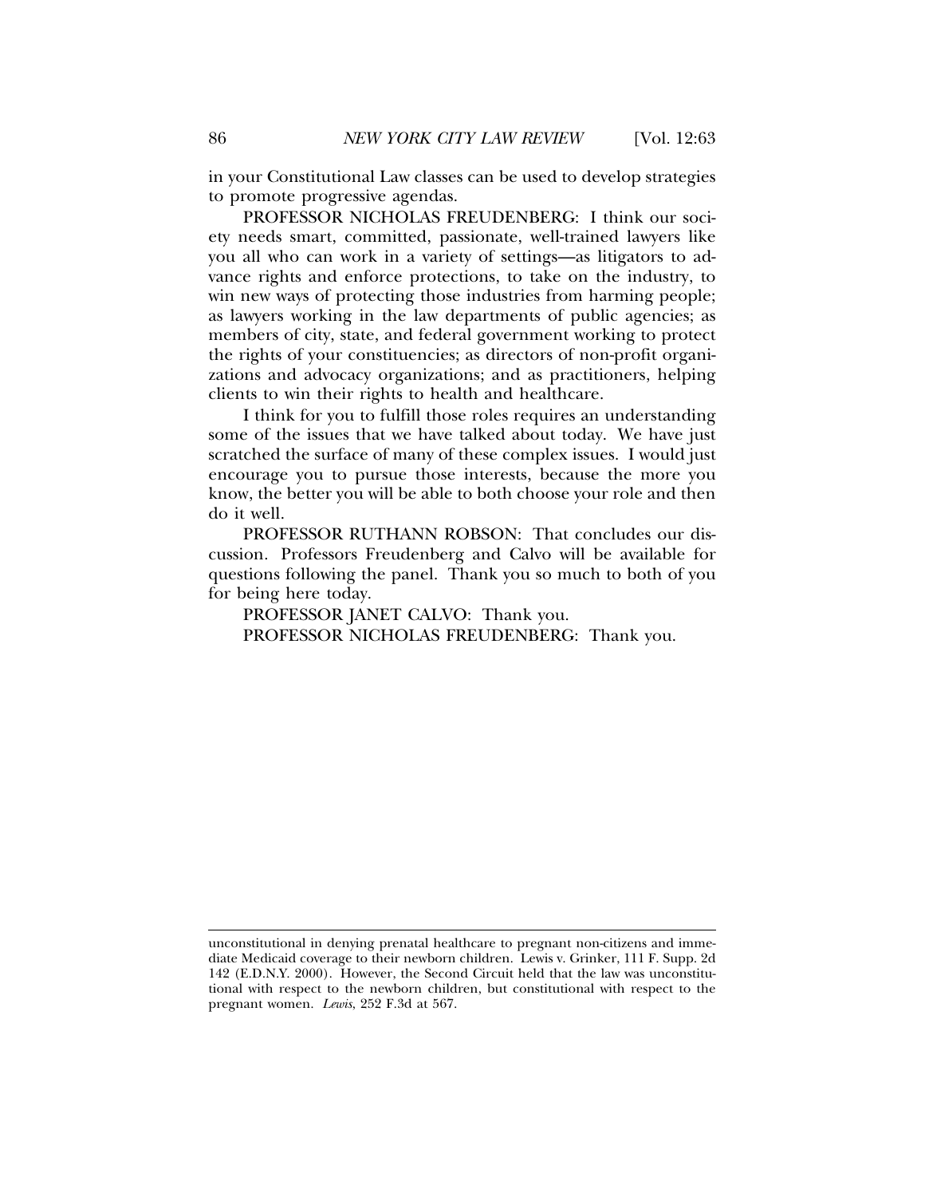in your Constitutional Law classes can be used to develop strategies to promote progressive agendas.

PROFESSOR NICHOLAS FREUDENBERG: I think our society needs smart, committed, passionate, well-trained lawyers like you all who can work in a variety of settings—as litigators to advance rights and enforce protections, to take on the industry, to win new ways of protecting those industries from harming people; as lawyers working in the law departments of public agencies; as members of city, state, and federal government working to protect the rights of your constituencies; as directors of non-profit organizations and advocacy organizations; and as practitioners, helping clients to win their rights to health and healthcare.

I think for you to fulfill those roles requires an understanding some of the issues that we have talked about today. We have just scratched the surface of many of these complex issues. I would just encourage you to pursue those interests, because the more you know, the better you will be able to both choose your role and then do it well.

PROFESSOR RUTHANN ROBSON: That concludes our discussion. Professors Freudenberg and Calvo will be available for questions following the panel. Thank you so much to both of you for being here today.

PROFESSOR JANET CALVO: Thank you.

PROFESSOR NICHOLAS FREUDENBERG: Thank you.

---

unconstitutional in denying prenatal healthcare to pregnant non-citizens and immediate Medicaid coverage to their newborn children. Lewis v. Grinker, 111 F. Supp. 2d 142 (E.D.N.Y. 2000). However, the Second Circuit held that the law was unconstitutional with respect to the newborn children, but constitutional with respect to the pregnant women. *Lewis*, 252 F.3d at 567.